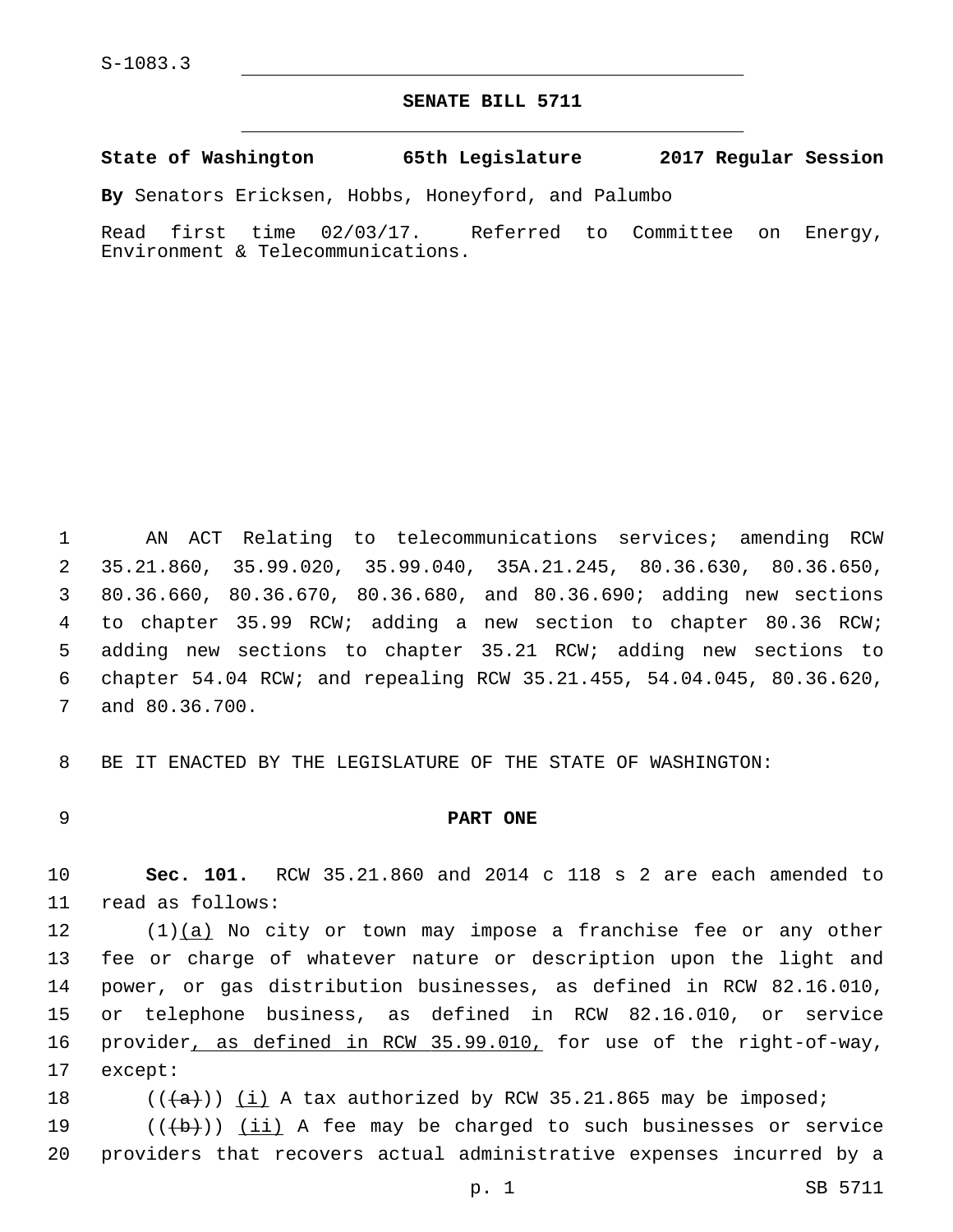S-1083.3

**SENATE BILL 5711**

**State of Washington 65th Legislature 2017 Regular Session**

**By** Senators Ericksen, Hobbs, Honeyford, and Palumbo

Read first time 02/03/17. Referred to Committee on Energy, Environment & Telecommunications.

AN ACT Relating to telecommunications services; amending RCW 35.21.860, 35.99.020, 35.99.040, 35A.21.245, 80.36.630, 80.36.650, 80.36.660, 80.36.670, 80.36.680, and 80.36.690; adding new sections to chapter 35.99 RCW; adding a new section to chapter 80.36 RCW; adding new sections to chapter 35.21 RCW; adding new sections to chapter 54.04 RCW; and repealing RCW 35.21.455, 54.04.045, 80.36.620, and 80.36.700.

BE IT ENACTED BY THE LEGISLATURE OF THE STATE OF WASHINGTON:

**PART ONE**

**Sec. 101.** RCW 35.21.860 and 2014 c 118 s 2 are each amended to read as follows:

(1)<u>(a)</u> No city or town may impose a franchise fee or any other fee or charge of whatever nature or description upon the light and power, or gas distribution businesses, as defined in RCW 82.16.010, or telephone business, as defined in RCW 82.16.010, or service provider<u>, as defined in RCW 35.99.010,</u> for use of the right-of-way, except:

((~~(a)~~)) <u>(i)</u> A tax authorized by RCW 35.21.865 may be imposed;

((~~(b)~~)) <u>(ii)</u> A fee may be charged to such businesses or service providers that recovers actual administrative expenses incurred by a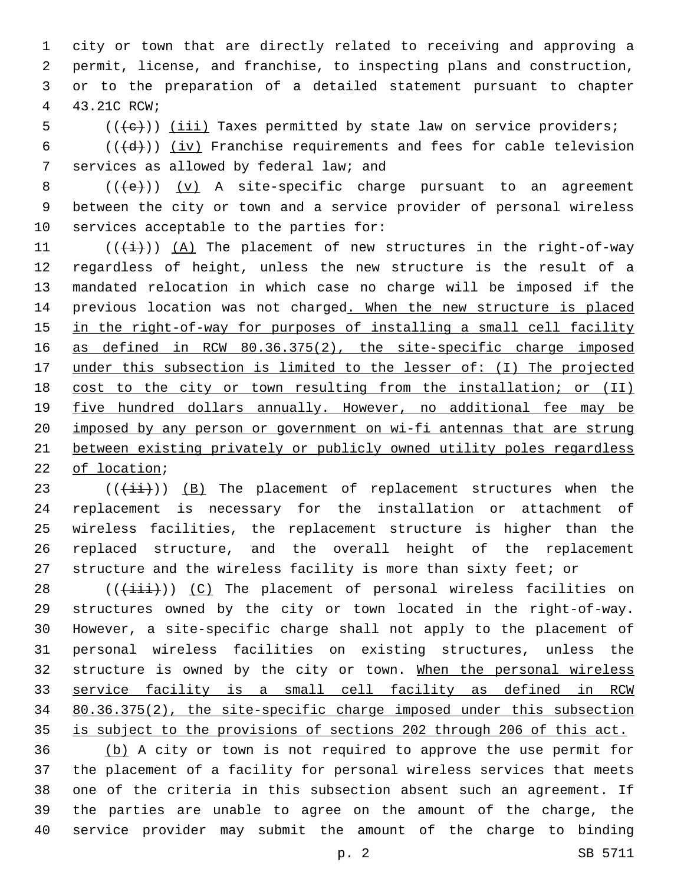city or town that are directly related to receiving and approving a permit, license, and franchise, to inspecting plans and construction, or to the preparation of a detailed statement pursuant to chapter 43.21C RCW;

((~~(c)~~)) <u>(iii)</u> Taxes permitted by state law on service providers;

((~~(d)~~)) <u>(iv)</u> Franchise requirements and fees for cable television services as allowed by federal law; and

((~~(e)~~)) <u>(v)</u> A site-specific charge pursuant to an agreement between the city or town and a service provider of personal wireless services acceptable to the parties for:

((~~(i)~~)) <u>(A)</u> The placement of new structures in the right-of-way regardless of height, unless the new structure is the result of a mandated relocation in which case no charge will be imposed if the previous location was not charged<u>. When the new structure is placed in the right-of-way for purposes of installing a small cell facility as defined in RCW 80.36.375(2), the site-specific charge imposed under this subsection is limited to the lesser of: (I) The projected cost to the city or town resulting from the installation; or (II) five hundred dollars annually. However, no additional fee may be imposed by any person or government on wi-fi antennas that are strung between existing privately or publicly owned utility poles regardless of location</u>;

((~~(ii)~~)) <u>(B)</u> The placement of replacement structures when the replacement is necessary for the installation or attachment of wireless facilities, the replacement structure is higher than the replaced structure, and the overall height of the replacement structure and the wireless facility is more than sixty feet; or

((~~(iii)~~)) <u>(C)</u> The placement of personal wireless facilities on structures owned by the city or town located in the right-of-way. However, a site-specific charge shall not apply to the placement of personal wireless facilities on existing structures, unless the structure is owned by the city or town. <u>When the personal wireless service facility is a small cell facility as defined in RCW 80.36.375(2), the site-specific charge imposed under this subsection is subject to the provisions of sections 202 through 206 of this act.</u>

<u>(b)</u> A city or town is not required to approve the use permit for the placement of a facility for personal wireless services that meets one of the criteria in this subsection absent such an agreement. If the parties are unable to agree on the amount of the charge, the service provider may submit the amount of the charge to binding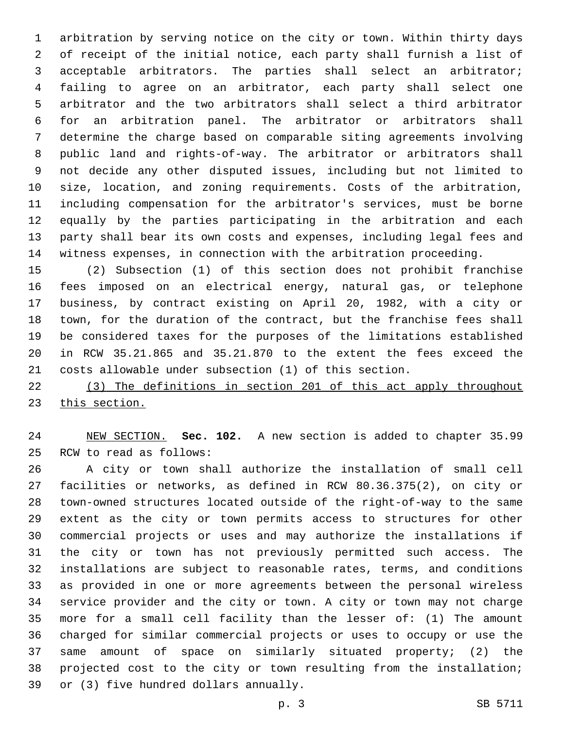arbitration by serving notice on the city or town. Within thirty days of receipt of the initial notice, each party shall furnish a list of acceptable arbitrators. The parties shall select an arbitrator; failing to agree on an arbitrator, each party shall select one arbitrator and the two arbitrators shall select a third arbitrator for an arbitration panel. The arbitrator or arbitrators shall determine the charge based on comparable siting agreements involving public land and rights-of-way. The arbitrator or arbitrators shall not decide any other disputed issues, including but not limited to size, location, and zoning requirements. Costs of the arbitration, including compensation for the arbitrator's services, must be borne equally by the parties participating in the arbitration and each party shall bear its own costs and expenses, including legal fees and witness expenses, in connection with the arbitration proceeding.

(2) Subsection (1) of this section does not prohibit franchise fees imposed on an electrical energy, natural gas, or telephone business, by contract existing on April 20, 1982, with a city or town, for the duration of the contract, but the franchise fees shall be considered taxes for the purposes of the limitations established in RCW 35.21.865 and 35.21.870 to the extent the fees exceed the costs allowable under subsection (1) of this section.

(3) The definitions in section 201 of this act apply throughout this section.

NEW SECTION. **Sec. 102.** A new section is added to chapter 35.99 RCW to read as follows:

A city or town shall authorize the installation of small cell facilities or networks, as defined in RCW 80.36.375(2), on city or town-owned structures located outside of the right-of-way to the same extent as the city or town permits access to structures for other commercial projects or uses and may authorize the installations if the city or town has not previously permitted such access. The installations are subject to reasonable rates, terms, and conditions as provided in one or more agreements between the personal wireless service provider and the city or town. A city or town may not charge more for a small cell facility than the lesser of: (1) The amount charged for similar commercial projects or uses to occupy or use the same amount of space on similarly situated property; (2) the projected cost to the city or town resulting from the installation; or (3) five hundred dollars annually.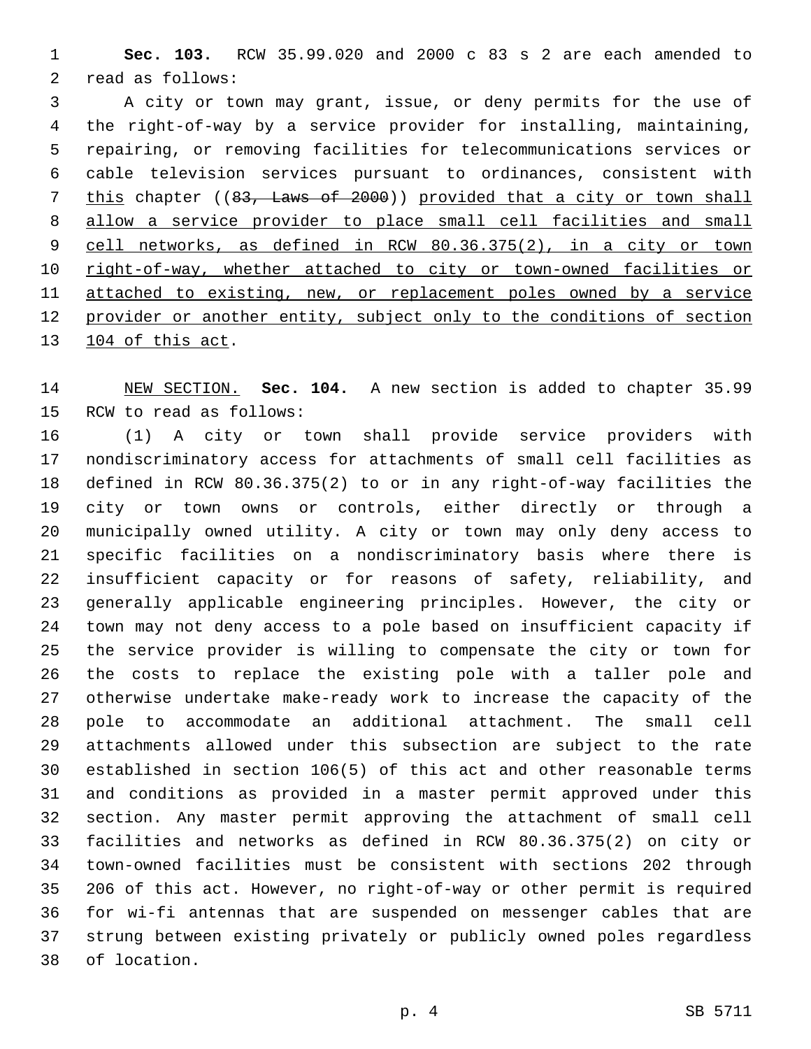**Sec. 103.** RCW 35.99.020 and 2000 c 83 s 2 are each amended to read as follows:

A city or town may grant, issue, or deny permits for the use of the right-of-way by a service provider for installing, maintaining, repairing, or removing facilities for telecommunications services or cable television services pursuant to ordinances, consistent with this chapter ((~~83, Laws of 2000~~)) provided that a city or town shall allow a service provider to place small cell facilities and small cell networks, as defined in RCW 80.36.375(2), in a city or town right-of-way, whether attached to city or town-owned facilities or attached to existing, new, or replacement poles owned by a service provider or another entity, subject only to the conditions of section 104 of this act.

NEW SECTION. **Sec. 104.** A new section is added to chapter 35.99 RCW to read as follows:

(1) A city or town shall provide service providers with nondiscriminatory access for attachments of small cell facilities as defined in RCW 80.36.375(2) to or in any right-of-way facilities the city or town owns or controls, either directly or through a municipally owned utility. A city or town may only deny access to specific facilities on a nondiscriminatory basis where there is insufficient capacity or for reasons of safety, reliability, and generally applicable engineering principles. However, the city or town may not deny access to a pole based on insufficient capacity if the service provider is willing to compensate the city or town for the costs to replace the existing pole with a taller pole and otherwise undertake make-ready work to increase the capacity of the pole to accommodate an additional attachment. The small cell attachments allowed under this subsection are subject to the rate established in section 106(5) of this act and other reasonable terms and conditions as provided in a master permit approved under this section. Any master permit approving the attachment of small cell facilities and networks as defined in RCW 80.36.375(2) on city or town-owned facilities must be consistent with sections 202 through 206 of this act. However, no right-of-way or other permit is required for wi-fi antennas that are suspended on messenger cables that are strung between existing privately or publicly owned poles regardless of location.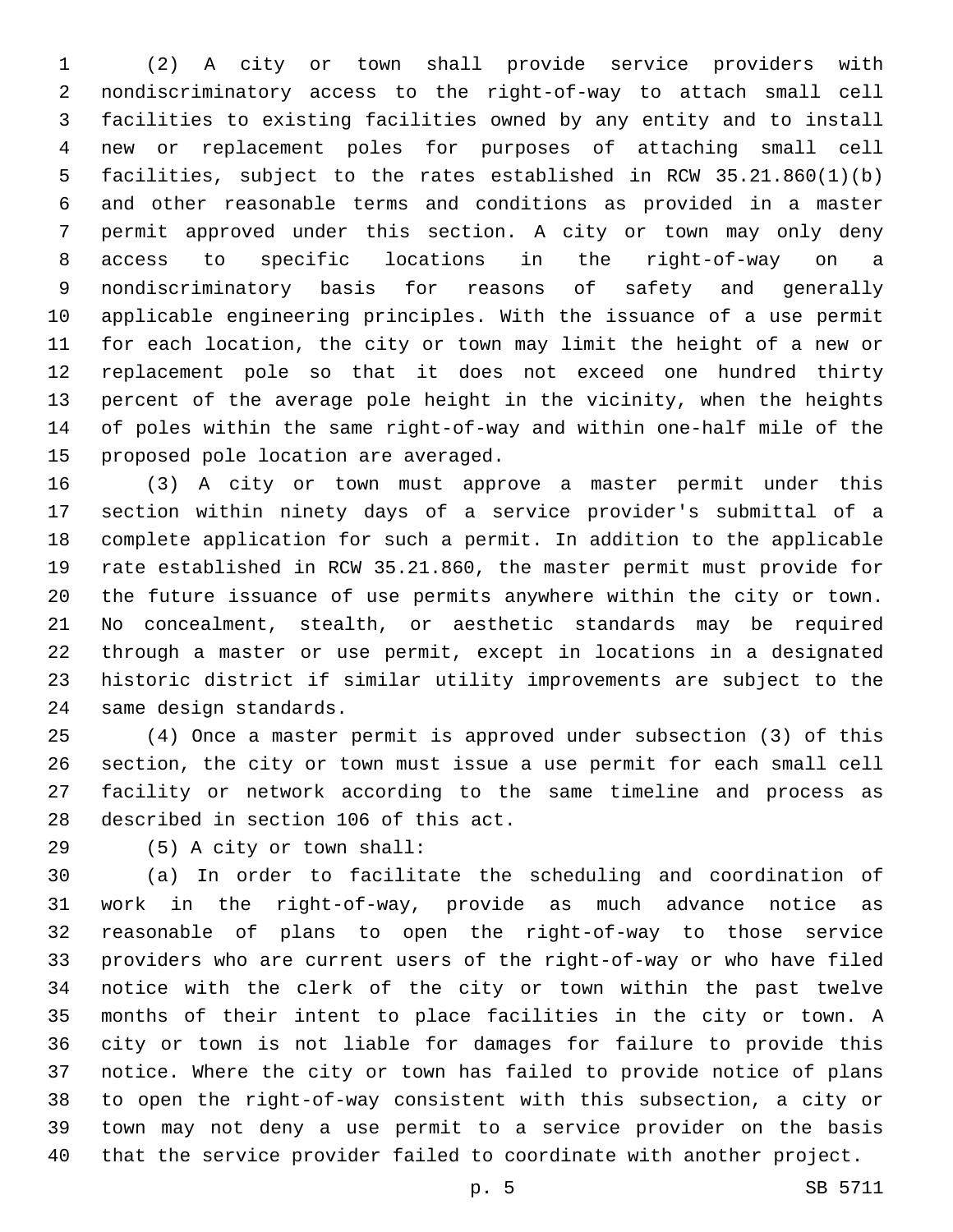(2) A city or town shall provide service providers with nondiscriminatory access to the right-of-way to attach small cell facilities to existing facilities owned by any entity and to install new or replacement poles for purposes of attaching small cell facilities, subject to the rates established in RCW 35.21.860(1)(b) and other reasonable terms and conditions as provided in a master permit approved under this section. A city or town may only deny access to specific locations in the right-of-way on a nondiscriminatory basis for reasons of safety and generally applicable engineering principles. With the issuance of a use permit for each location, the city or town may limit the height of a new or replacement pole so that it does not exceed one hundred thirty percent of the average pole height in the vicinity, when the heights of poles within the same right-of-way and within one-half mile of the proposed pole location are averaged.

(3) A city or town must approve a master permit under this section within ninety days of a service provider's submittal of a complete application for such a permit. In addition to the applicable rate established in RCW 35.21.860, the master permit must provide for the future issuance of use permits anywhere within the city or town. No concealment, stealth, or aesthetic standards may be required through a master or use permit, except in locations in a designated historic district if similar utility improvements are subject to the same design standards.

(4) Once a master permit is approved under subsection (3) of this section, the city or town must issue a use permit for each small cell facility or network according to the same timeline and process as described in section 106 of this act.

(5) A city or town shall:

(a) In order to facilitate the scheduling and coordination of work in the right-of-way, provide as much advance notice as reasonable of plans to open the right-of-way to those service providers who are current users of the right-of-way or who have filed notice with the clerk of the city or town within the past twelve months of their intent to place facilities in the city or town. A city or town is not liable for damages for failure to provide this notice. Where the city or town has failed to provide notice of plans to open the right-of-way consistent with this subsection, a city or town may not deny a use permit to a service provider on the basis that the service provider failed to coordinate with another project.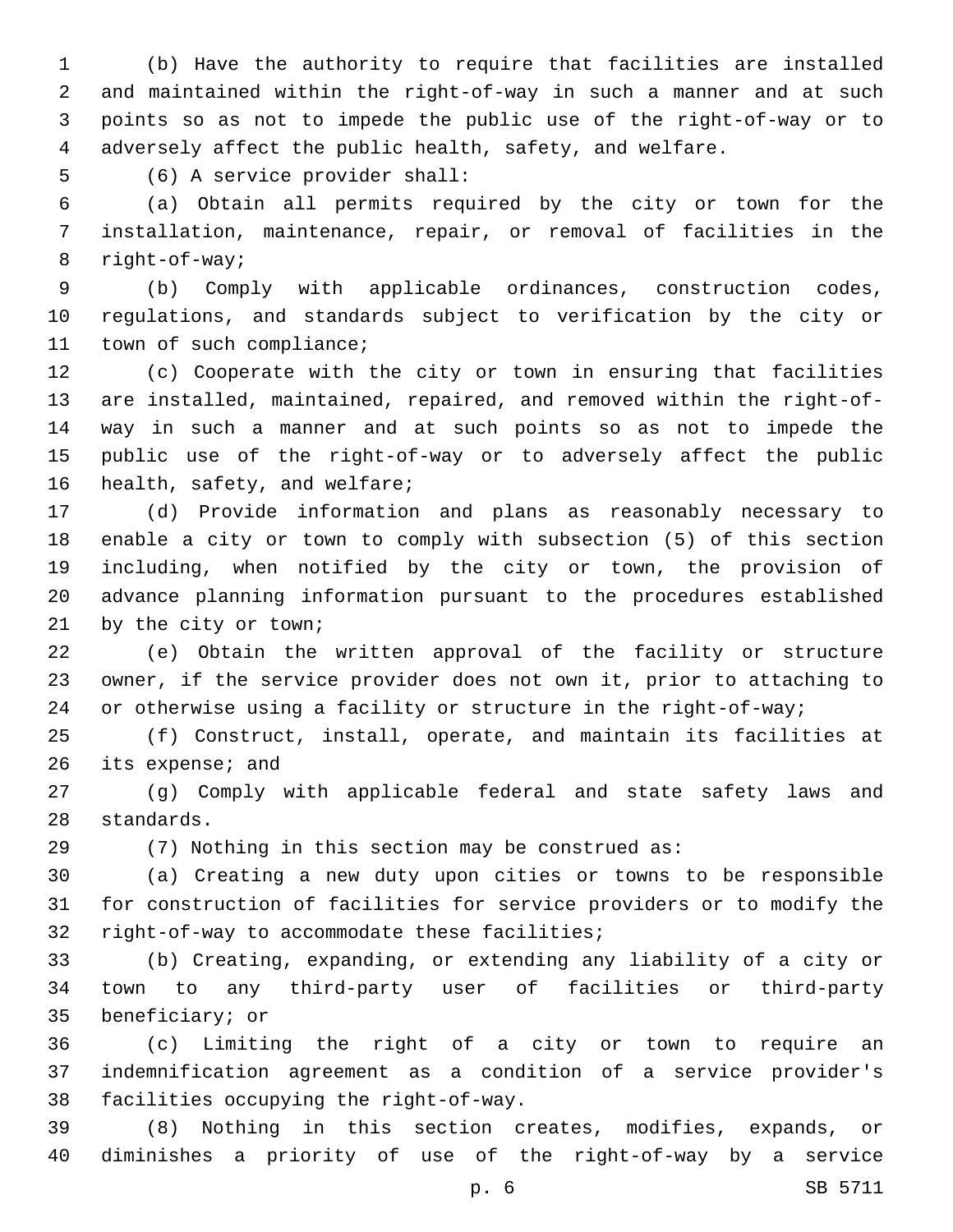(b) Have the authority to require that facilities are installed and maintained within the right-of-way in such a manner and at such points so as not to impede the public use of the right-of-way or to adversely affect the public health, safety, and welfare.

(6) A service provider shall:

(a) Obtain all permits required by the city or town for the installation, maintenance, repair, or removal of facilities in the right-of-way;

(b) Comply with applicable ordinances, construction codes, regulations, and standards subject to verification by the city or town of such compliance;

(c) Cooperate with the city or town in ensuring that facilities are installed, maintained, repaired, and removed within the right-of-way in such a manner and at such points so as not to impede the public use of the right-of-way or to adversely affect the public health, safety, and welfare;

(d) Provide information and plans as reasonably necessary to enable a city or town to comply with subsection (5) of this section including, when notified by the city or town, the provision of advance planning information pursuant to the procedures established by the city or town;

(e) Obtain the written approval of the facility or structure owner, if the service provider does not own it, prior to attaching to or otherwise using a facility or structure in the right-of-way;

(f) Construct, install, operate, and maintain its facilities at its expense; and

(g) Comply with applicable federal and state safety laws and standards.

(7) Nothing in this section may be construed as:

(a) Creating a new duty upon cities or towns to be responsible for construction of facilities for service providers or to modify the right-of-way to accommodate these facilities;

(b) Creating, expanding, or extending any liability of a city or town to any third-party user of facilities or third-party beneficiary; or

(c) Limiting the right of a city or town to require an indemnification agreement as a condition of a service provider's facilities occupying the right-of-way.

(8) Nothing in this section creates, modifies, expands, or diminishes a priority of use of the right-of-way by a service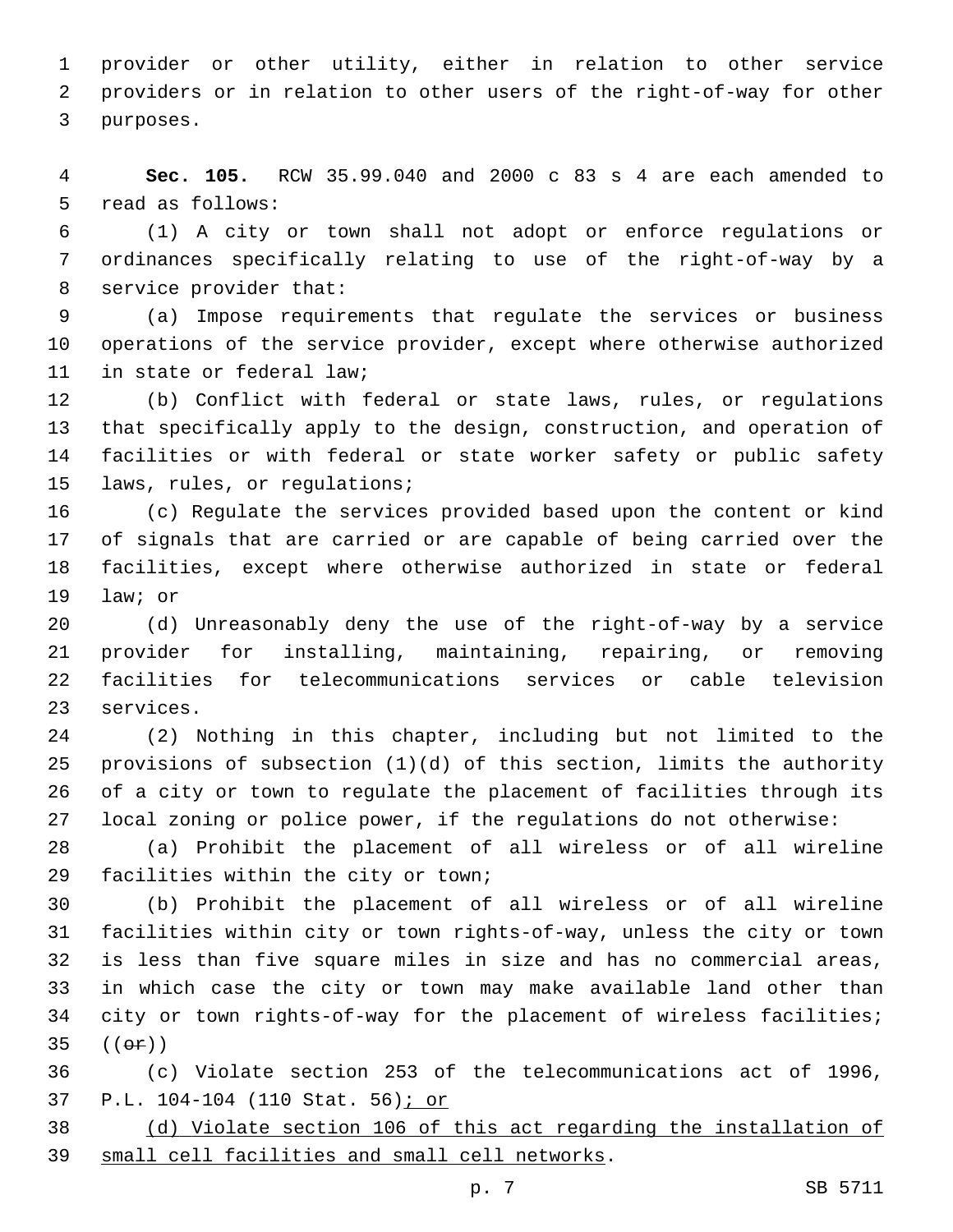provider or other utility, either in relation to other service providers or in relation to other users of the right-of-way for other purposes.

**Sec. 105.** RCW 35.99.040 and 2000 c 83 s 4 are each amended to read as follows:

(1) A city or town shall not adopt or enforce regulations or ordinances specifically relating to use of the right-of-way by a service provider that:

(a) Impose requirements that regulate the services or business operations of the service provider, except where otherwise authorized in state or federal law;

(b) Conflict with federal or state laws, rules, or regulations that specifically apply to the design, construction, and operation of facilities or with federal or state worker safety or public safety laws, rules, or regulations;

(c) Regulate the services provided based upon the content or kind of signals that are carried or are capable of being carried over the facilities, except where otherwise authorized in state or federal law; or

(d) Unreasonably deny the use of the right-of-way by a service provider for installing, maintaining, repairing, or removing facilities for telecommunications services or cable television services.

(2) Nothing in this chapter, including but not limited to the provisions of subsection (1)(d) of this section, limits the authority of a city or town to regulate the placement of facilities through its local zoning or police power, if the regulations do not otherwise:

(a) Prohibit the placement of all wireless or of all wireline facilities within the city or town;

(b) Prohibit the placement of all wireless or of all wireline facilities within city or town rights-of-way, unless the city or town is less than five square miles in size and has no commercial areas, in which case the city or town may make available land other than city or town rights-of-way for the placement of wireless facilities; ((~~or~~))

(c) Violate section 253 of the telecommunications act of 1996, P.L. 104-104 (110 Stat. 56)<u>; or</u>

<u>(d) Violate section 106 of this act regarding the installation of small cell facilities and small cell networks</u>.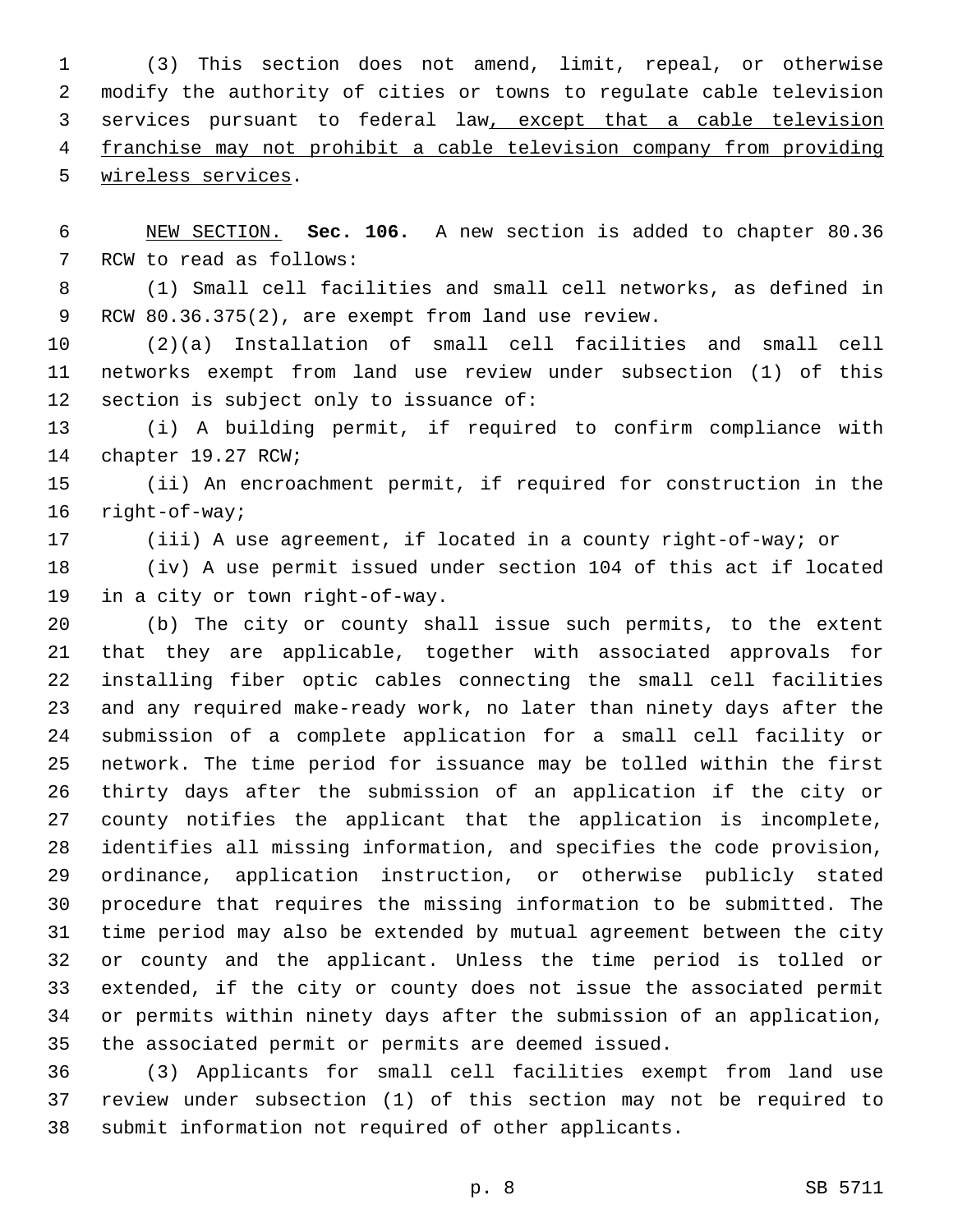(3) This section does not amend, limit, repeal, or otherwise modify the authority of cities or towns to regulate cable television services pursuant to federal law, except that a cable television franchise may not prohibit a cable television company from providing wireless services.

NEW SECTION. **Sec. 106.** A new section is added to chapter 80.36 RCW to read as follows:

(1) Small cell facilities and small cell networks, as defined in RCW 80.36.375(2), are exempt from land use review.

(2)(a) Installation of small cell facilities and small cell networks exempt from land use review under subsection (1) of this section is subject only to issuance of:

(i) A building permit, if required to confirm compliance with chapter 19.27 RCW;

(ii) An encroachment permit, if required for construction in the right-of-way;

(iii) A use agreement, if located in a county right-of-way; or

(iv) A use permit issued under section 104 of this act if located in a city or town right-of-way.

(b) The city or county shall issue such permits, to the extent that they are applicable, together with associated approvals for installing fiber optic cables connecting the small cell facilities and any required make-ready work, no later than ninety days after the submission of a complete application for a small cell facility or network. The time period for issuance may be tolled within the first thirty days after the submission of an application if the city or county notifies the applicant that the application is incomplete, identifies all missing information, and specifies the code provision, ordinance, application instruction, or otherwise publicly stated procedure that requires the missing information to be submitted. The time period may also be extended by mutual agreement between the city or county and the applicant. Unless the time period is tolled or extended, if the city or county does not issue the associated permit or permits within ninety days after the submission of an application, the associated permit or permits are deemed issued.

(3) Applicants for small cell facilities exempt from land use review under subsection (1) of this section may not be required to submit information not required of other applicants.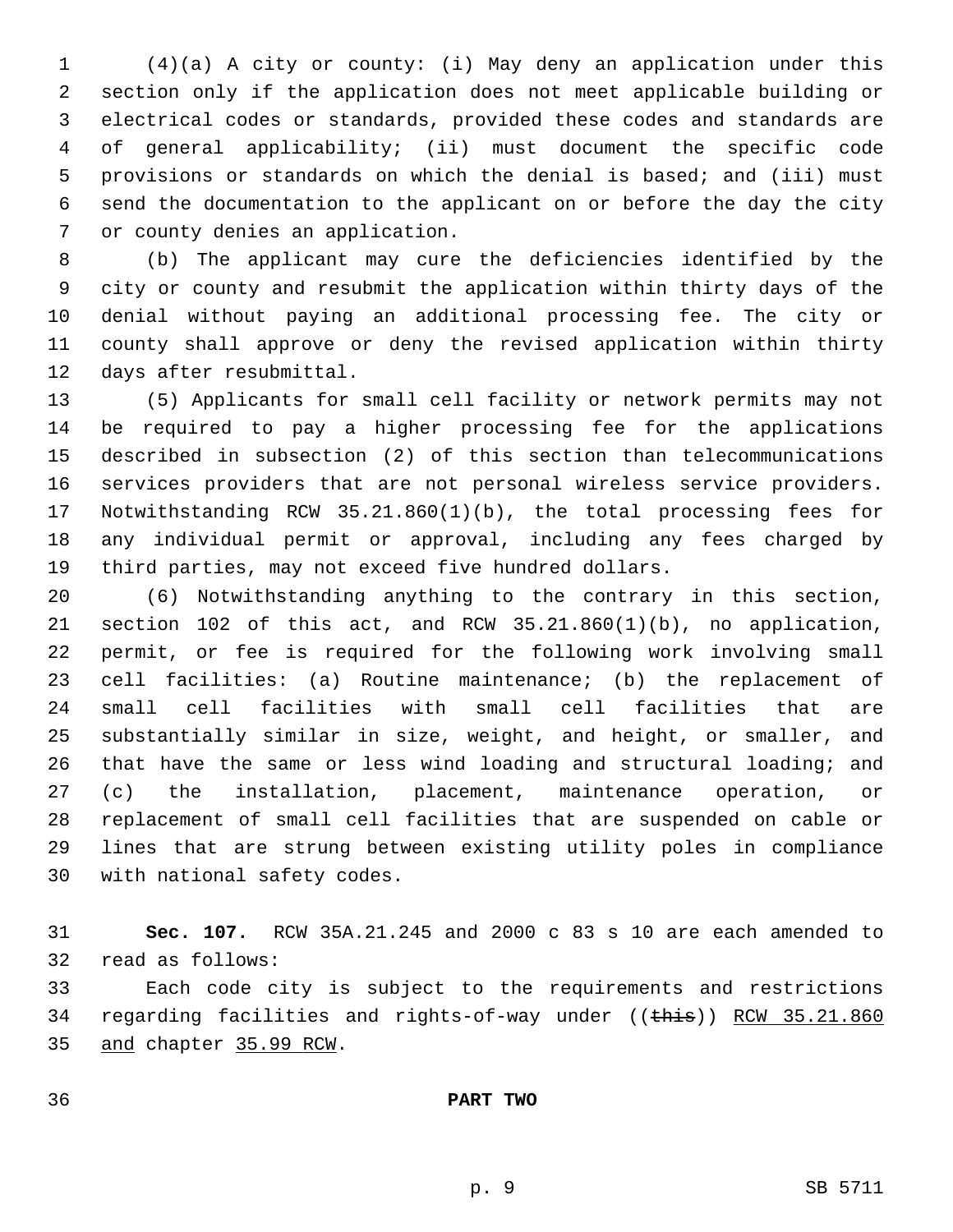(4)(a) A city or county: (i) May deny an application under this section only if the application does not meet applicable building or electrical codes or standards, provided these codes and standards are of general applicability; (ii) must document the specific code provisions or standards on which the denial is based; and (iii) must send the documentation to the applicant on or before the day the city or county denies an application.

(b) The applicant may cure the deficiencies identified by the city or county and resubmit the application within thirty days of the denial without paying an additional processing fee. The city or county shall approve or deny the revised application within thirty days after resubmittal.

(5) Applicants for small cell facility or network permits may not be required to pay a higher processing fee for the applications described in subsection (2) of this section than telecommunications services providers that are not personal wireless service providers. Notwithstanding RCW 35.21.860(1)(b), the total processing fees for any individual permit or approval, including any fees charged by third parties, may not exceed five hundred dollars.

(6) Notwithstanding anything to the contrary in this section, section 102 of this act, and RCW 35.21.860(1)(b), no application, permit, or fee is required for the following work involving small cell facilities: (a) Routine maintenance; (b) the replacement of small cell facilities with small cell facilities that are substantially similar in size, weight, and height, or smaller, and that have the same or less wind loading and structural loading; and (c) the installation, placement, maintenance operation, or replacement of small cell facilities that are suspended on cable or lines that are strung between existing utility poles in compliance with national safety codes.

**Sec. 107.** RCW 35A.21.245 and 2000 c 83 s 10 are each amended to read as follows:

Each code city is subject to the requirements and restrictions regarding facilities and rights-of-way under ((~~this~~)) <u>RCW 35.21.860 and</u> chapter <u>35.99 RCW</u>.

**PART TWO**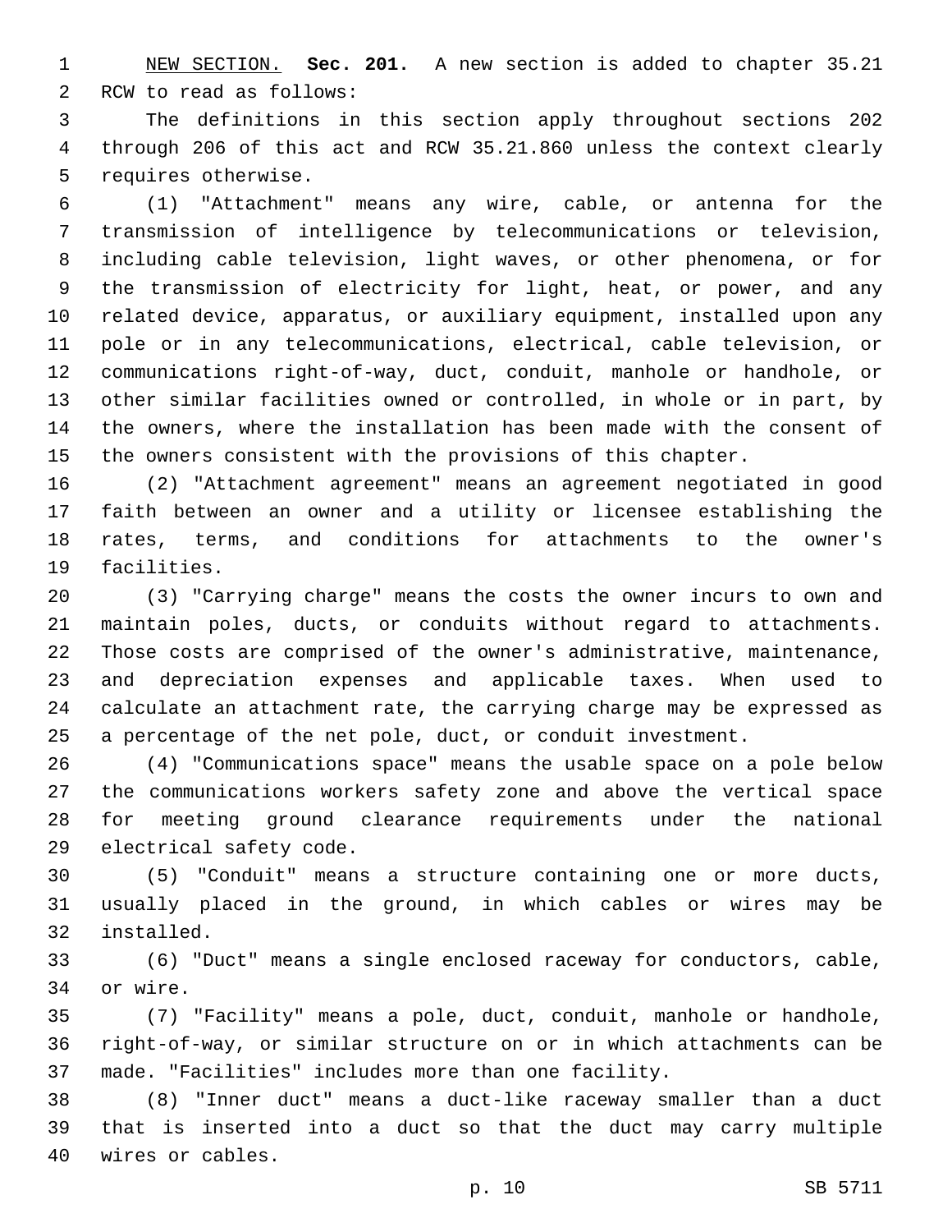NEW SECTION. **Sec. 201.** A new section is added to chapter 35.21 RCW to read as follows:

The definitions in this section apply throughout sections 202 through 206 of this act and RCW 35.21.860 unless the context clearly requires otherwise.

(1) "Attachment" means any wire, cable, or antenna for the transmission of intelligence by telecommunications or television, including cable television, light waves, or other phenomena, or for the transmission of electricity for light, heat, or power, and any related device, apparatus, or auxiliary equipment, installed upon any pole or in any telecommunications, electrical, cable television, or communications right-of-way, duct, conduit, manhole or handhole, or other similar facilities owned or controlled, in whole or in part, by the owners, where the installation has been made with the consent of the owners consistent with the provisions of this chapter.

(2) "Attachment agreement" means an agreement negotiated in good faith between an owner and a utility or licensee establishing the rates, terms, and conditions for attachments to the owner's facilities.

(3) "Carrying charge" means the costs the owner incurs to own and maintain poles, ducts, or conduits without regard to attachments. Those costs are comprised of the owner's administrative, maintenance, and depreciation expenses and applicable taxes. When used to calculate an attachment rate, the carrying charge may be expressed as a percentage of the net pole, duct, or conduit investment.

(4) "Communications space" means the usable space on a pole below the communications workers safety zone and above the vertical space for meeting ground clearance requirements under the national electrical safety code.

(5) "Conduit" means a structure containing one or more ducts, usually placed in the ground, in which cables or wires may be installed.

(6) "Duct" means a single enclosed raceway for conductors, cable, or wire.

(7) "Facility" means a pole, duct, conduit, manhole or handhole, right-of-way, or similar structure on or in which attachments can be made. "Facilities" includes more than one facility.

(8) "Inner duct" means a duct-like raceway smaller than a duct that is inserted into a duct so that the duct may carry multiple wires or cables.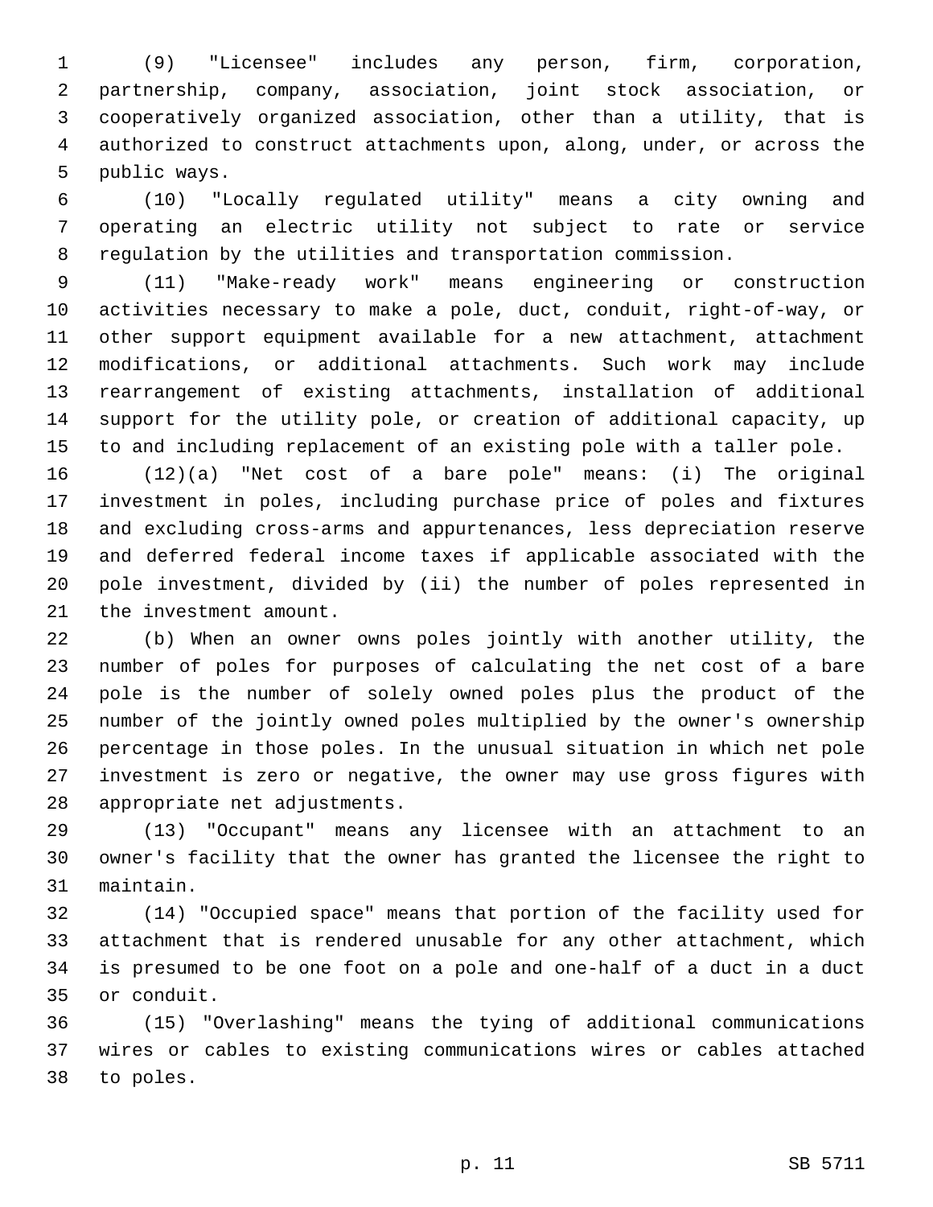(9) "Licensee" includes any person, firm, corporation, partnership, company, association, joint stock association, or cooperatively organized association, other than a utility, that is authorized to construct attachments upon, along, under, or across the public ways.

(10) "Locally regulated utility" means a city owning and operating an electric utility not subject to rate or service regulation by the utilities and transportation commission.

(11) "Make-ready work" means engineering or construction activities necessary to make a pole, duct, conduit, right-of-way, or other support equipment available for a new attachment, attachment modifications, or additional attachments. Such work may include rearrangement of existing attachments, installation of additional support for the utility pole, or creation of additional capacity, up to and including replacement of an existing pole with a taller pole.

(12)(a) "Net cost of a bare pole" means: (i) The original investment in poles, including purchase price of poles and fixtures and excluding cross-arms and appurtenances, less depreciation reserve and deferred federal income taxes if applicable associated with the pole investment, divided by (ii) the number of poles represented in the investment amount.

(b) When an owner owns poles jointly with another utility, the number of poles for purposes of calculating the net cost of a bare pole is the number of solely owned poles plus the product of the number of the jointly owned poles multiplied by the owner's ownership percentage in those poles. In the unusual situation in which net pole investment is zero or negative, the owner may use gross figures with appropriate net adjustments.

(13) "Occupant" means any licensee with an attachment to an owner's facility that the owner has granted the licensee the right to maintain.

(14) "Occupied space" means that portion of the facility used for attachment that is rendered unusable for any other attachment, which is presumed to be one foot on a pole and one-half of a duct in a duct or conduit.

(15) "Overlashing" means the tying of additional communications wires or cables to existing communications wires or cables attached to poles.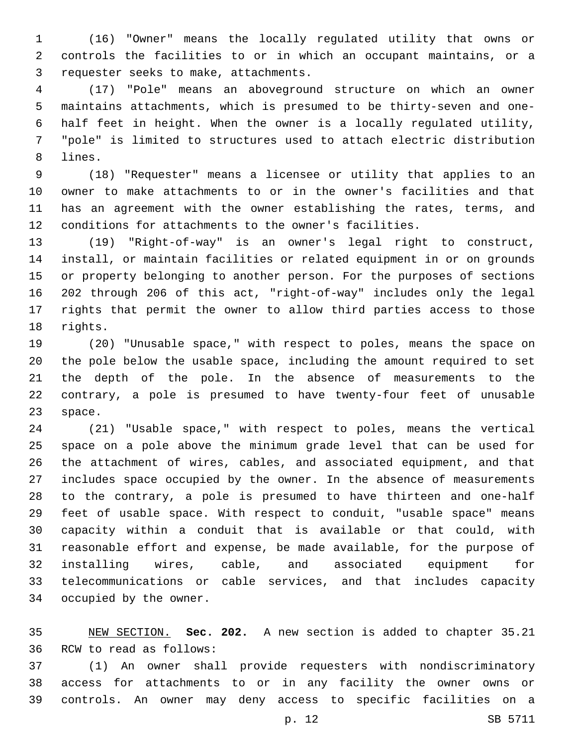(16) "Owner" means the locally regulated utility that owns or controls the facilities to or in which an occupant maintains, or a requester seeks to make, attachments.

(17) "Pole" means an aboveground structure on which an owner maintains attachments, which is presumed to be thirty-seven and one-half feet in height. When the owner is a locally regulated utility, "pole" is limited to structures used to attach electric distribution lines.

(18) "Requester" means a licensee or utility that applies to an owner to make attachments to or in the owner's facilities and that has an agreement with the owner establishing the rates, terms, and conditions for attachments to the owner's facilities.

(19) "Right-of-way" is an owner's legal right to construct, install, or maintain facilities or related equipment in or on grounds or property belonging to another person. For the purposes of sections 202 through 206 of this act, "right-of-way" includes only the legal rights that permit the owner to allow third parties access to those rights.

(20) "Unusable space," with respect to poles, means the space on the pole below the usable space, including the amount required to set the depth of the pole. In the absence of measurements to the contrary, a pole is presumed to have twenty-four feet of unusable space.

(21) "Usable space," with respect to poles, means the vertical space on a pole above the minimum grade level that can be used for the attachment of wires, cables, and associated equipment, and that includes space occupied by the owner. In the absence of measurements to the contrary, a pole is presumed to have thirteen and one-half feet of usable space. With respect to conduit, "usable space" means capacity within a conduit that is available or that could, with reasonable effort and expense, be made available, for the purpose of installing wires, cable, and associated equipment for telecommunications or cable services, and that includes capacity occupied by the owner.

NEW SECTION. **Sec. 202.** A new section is added to chapter 35.21 RCW to read as follows:

(1) An owner shall provide requesters with nondiscriminatory access for attachments to or in any facility the owner owns or controls. An owner may deny access to specific facilities on a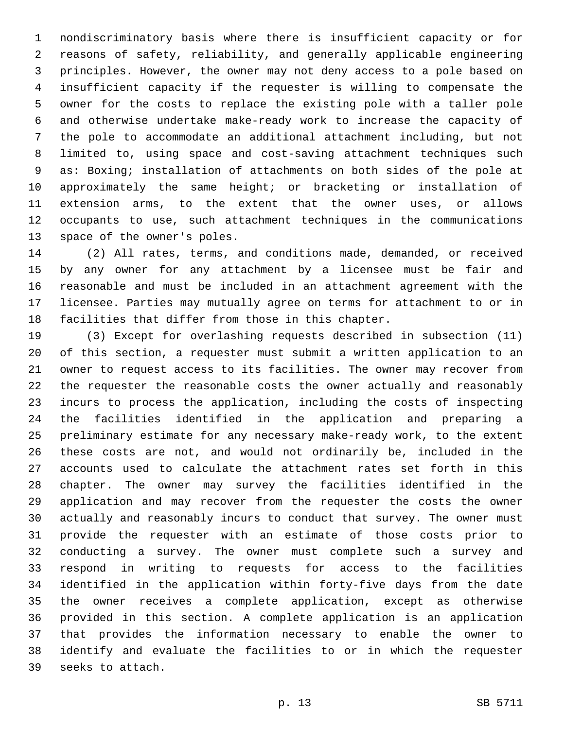nondiscriminatory basis where there is insufficient capacity or for reasons of safety, reliability, and generally applicable engineering principles. However, the owner may not deny access to a pole based on insufficient capacity if the requester is willing to compensate the owner for the costs to replace the existing pole with a taller pole and otherwise undertake make-ready work to increase the capacity of the pole to accommodate an additional attachment including, but not limited to, using space and cost-saving attachment techniques such as: Boxing; installation of attachments on both sides of the pole at approximately the same height; or bracketing or installation of extension arms, to the extent that the owner uses, or allows occupants to use, such attachment techniques in the communications space of the owner's poles.

(2) All rates, terms, and conditions made, demanded, or received by any owner for any attachment by a licensee must be fair and reasonable and must be included in an attachment agreement with the licensee. Parties may mutually agree on terms for attachment to or in facilities that differ from those in this chapter.

(3) Except for overlashing requests described in subsection (11) of this section, a requester must submit a written application to an owner to request access to its facilities. The owner may recover from the requester the reasonable costs the owner actually and reasonably incurs to process the application, including the costs of inspecting the facilities identified in the application and preparing a preliminary estimate for any necessary make-ready work, to the extent these costs are not, and would not ordinarily be, included in the accounts used to calculate the attachment rates set forth in this chapter. The owner may survey the facilities identified in the application and may recover from the requester the costs the owner actually and reasonably incurs to conduct that survey. The owner must provide the requester with an estimate of those costs prior to conducting a survey. The owner must complete such a survey and respond in writing to requests for access to the facilities identified in the application within forty-five days from the date the owner receives a complete application, except as otherwise provided in this section. A complete application is an application that provides the information necessary to enable the owner to identify and evaluate the facilities to or in which the requester seeks to attach.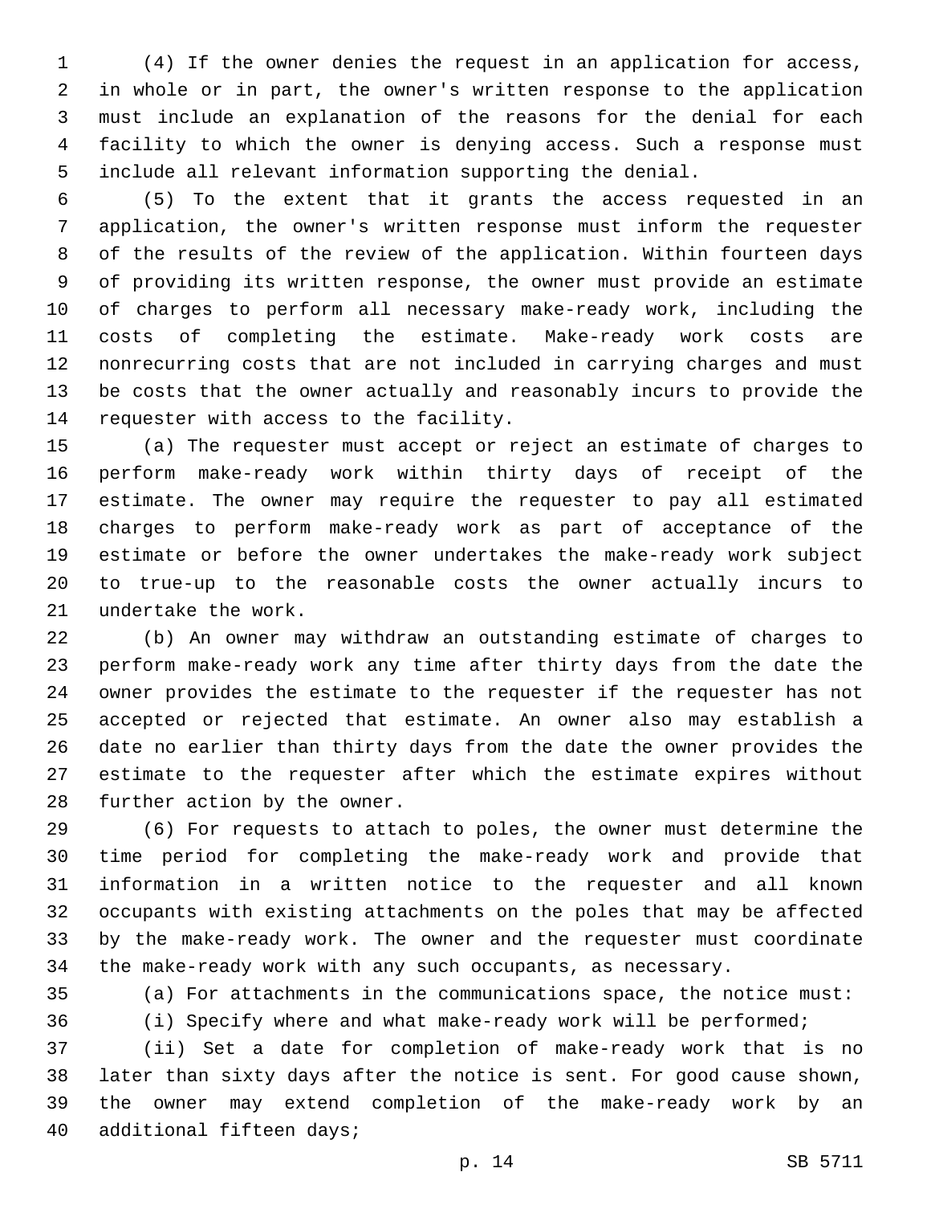(4) If the owner denies the request in an application for access, in whole or in part, the owner's written response to the application must include an explanation of the reasons for the denial for each facility to which the owner is denying access. Such a response must include all relevant information supporting the denial.

(5) To the extent that it grants the access requested in an application, the owner's written response must inform the requester of the results of the review of the application. Within fourteen days of providing its written response, the owner must provide an estimate of charges to perform all necessary make-ready work, including the costs of completing the estimate. Make-ready work costs are nonrecurring costs that are not included in carrying charges and must be costs that the owner actually and reasonably incurs to provide the requester with access to the facility.

(a) The requester must accept or reject an estimate of charges to perform make-ready work within thirty days of receipt of the estimate. The owner may require the requester to pay all estimated charges to perform make-ready work as part of acceptance of the estimate or before the owner undertakes the make-ready work subject to true-up to the reasonable costs the owner actually incurs to undertake the work.

(b) An owner may withdraw an outstanding estimate of charges to perform make-ready work any time after thirty days from the date the owner provides the estimate to the requester if the requester has not accepted or rejected that estimate. An owner also may establish a date no earlier than thirty days from the date the owner provides the estimate to the requester after which the estimate expires without further action by the owner.

(6) For requests to attach to poles, the owner must determine the time period for completing the make-ready work and provide that information in a written notice to the requester and all known occupants with existing attachments on the poles that may be affected by the make-ready work. The owner and the requester must coordinate the make-ready work with any such occupants, as necessary.

(a) For attachments in the communications space, the notice must:

(i) Specify where and what make-ready work will be performed;

(ii) Set a date for completion of make-ready work that is no later than sixty days after the notice is sent. For good cause shown, the owner may extend completion of the make-ready work by an additional fifteen days;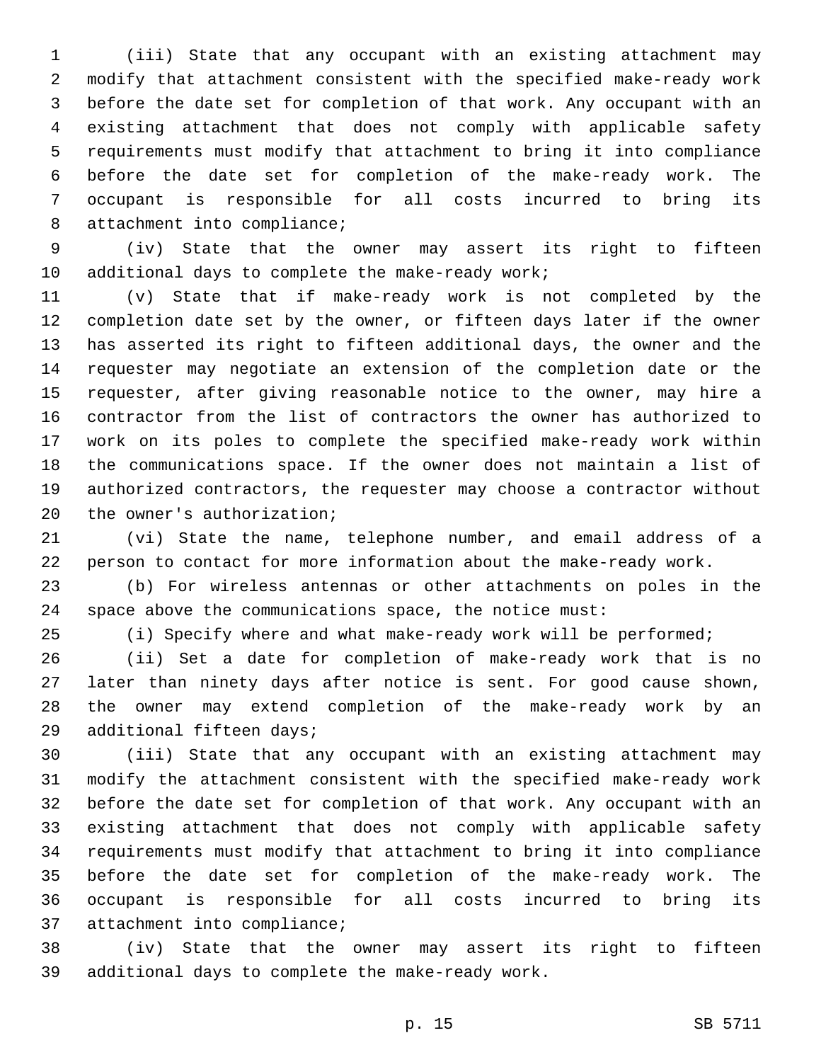(iii) State that any occupant with an existing attachment may modify that attachment consistent with the specified make-ready work before the date set for completion of that work. Any occupant with an existing attachment that does not comply with applicable safety requirements must modify that attachment to bring it into compliance before the date set for completion of the make-ready work. The occupant is responsible for all costs incurred to bring its attachment into compliance;

(iv) State that the owner may assert its right to fifteen additional days to complete the make-ready work;

(v) State that if make-ready work is not completed by the completion date set by the owner, or fifteen days later if the owner has asserted its right to fifteen additional days, the owner and the requester may negotiate an extension of the completion date or the requester, after giving reasonable notice to the owner, may hire a contractor from the list of contractors the owner has authorized to work on its poles to complete the specified make-ready work within the communications space. If the owner does not maintain a list of authorized contractors, the requester may choose a contractor without the owner's authorization;

(vi) State the name, telephone number, and email address of a person to contact for more information about the make-ready work.

(b) For wireless antennas or other attachments on poles in the space above the communications space, the notice must:

(i) Specify where and what make-ready work will be performed;

(ii) Set a date for completion of make-ready work that is no later than ninety days after notice is sent. For good cause shown, the owner may extend completion of the make-ready work by an additional fifteen days;

(iii) State that any occupant with an existing attachment may modify the attachment consistent with the specified make-ready work before the date set for completion of that work. Any occupant with an existing attachment that does not comply with applicable safety requirements must modify that attachment to bring it into compliance before the date set for completion of the make-ready work. The occupant is responsible for all costs incurred to bring its attachment into compliance;

(iv) State that the owner may assert its right to fifteen additional days to complete the make-ready work.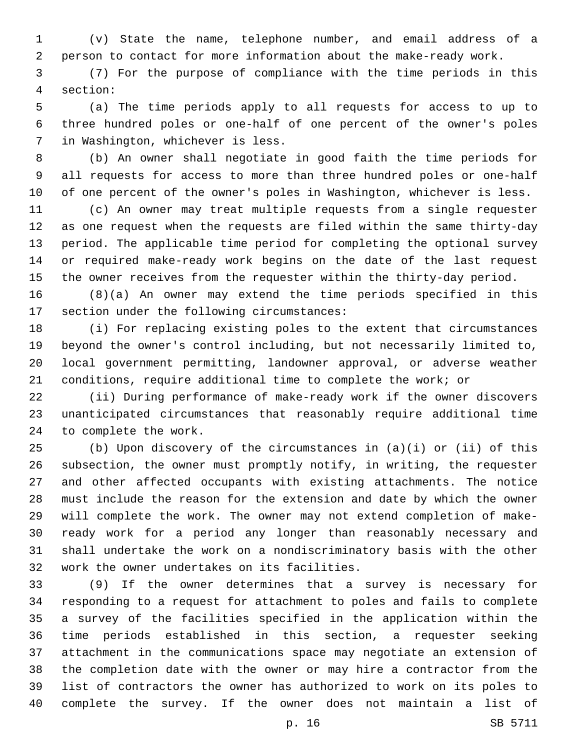(v) State the name, telephone number, and email address of a person to contact for more information about the make-ready work.

(7) For the purpose of compliance with the time periods in this section:

(a) The time periods apply to all requests for access to up to three hundred poles or one-half of one percent of the owner's poles in Washington, whichever is less.

(b) An owner shall negotiate in good faith the time periods for all requests for access to more than three hundred poles or one-half of one percent of the owner's poles in Washington, whichever is less.

(c) An owner may treat multiple requests from a single requester as one request when the requests are filed within the same thirty-day period. The applicable time period for completing the optional survey or required make-ready work begins on the date of the last request the owner receives from the requester within the thirty-day period.

(8)(a) An owner may extend the time periods specified in this section under the following circumstances:

(i) For replacing existing poles to the extent that circumstances beyond the owner's control including, but not necessarily limited to, local government permitting, landowner approval, or adverse weather conditions, require additional time to complete the work; or

(ii) During performance of make-ready work if the owner discovers unanticipated circumstances that reasonably require additional time to complete the work.

(b) Upon discovery of the circumstances in (a)(i) or (ii) of this subsection, the owner must promptly notify, in writing, the requester and other affected occupants with existing attachments. The notice must include the reason for the extension and date by which the owner will complete the work. The owner may not extend completion of make-ready work for a period any longer than reasonably necessary and shall undertake the work on a nondiscriminatory basis with the other work the owner undertakes on its facilities.

(9) If the owner determines that a survey is necessary for responding to a request for attachment to poles and fails to complete a survey of the facilities specified in the application within the time periods established in this section, a requester seeking attachment in the communications space may negotiate an extension of the completion date with the owner or may hire a contractor from the list of contractors the owner has authorized to work on its poles to complete the survey. If the owner does not maintain a list of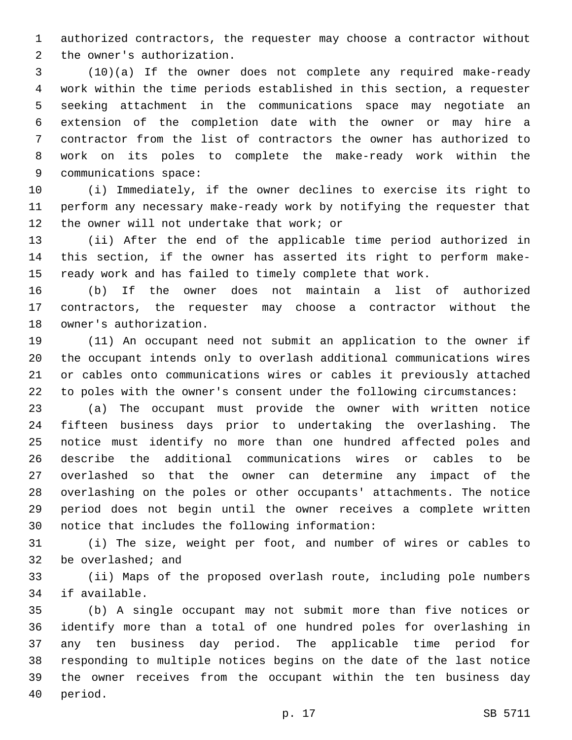authorized contractors, the requester may choose a contractor without the owner's authorization.

(10)(a) If the owner does not complete any required make-ready work within the time periods established in this section, a requester seeking attachment in the communications space may negotiate an extension of the completion date with the owner or may hire a contractor from the list of contractors the owner has authorized to work on its poles to complete the make-ready work within the communications space:

(i) Immediately, if the owner declines to exercise its right to perform any necessary make-ready work by notifying the requester that the owner will not undertake that work; or

(ii) After the end of the applicable time period authorized in this section, if the owner has asserted its right to perform make-ready work and has failed to timely complete that work.

(b) If the owner does not maintain a list of authorized contractors, the requester may choose a contractor without the owner's authorization.

(11) An occupant need not submit an application to the owner if the occupant intends only to overlash additional communications wires or cables onto communications wires or cables it previously attached to poles with the owner's consent under the following circumstances:

(a) The occupant must provide the owner with written notice fifteen business days prior to undertaking the overlashing. The notice must identify no more than one hundred affected poles and describe the additional communications wires or cables to be overlashed so that the owner can determine any impact of the overlashing on the poles or other occupants' attachments. The notice period does not begin until the owner receives a complete written notice that includes the following information:

(i) The size, weight per foot, and number of wires or cables to be overlashed; and

(ii) Maps of the proposed overlash route, including pole numbers if available.

(b) A single occupant may not submit more than five notices or identify more than a total of one hundred poles for overlashing in any ten business day period. The applicable time period for responding to multiple notices begins on the date of the last notice the owner receives from the occupant within the ten business day period.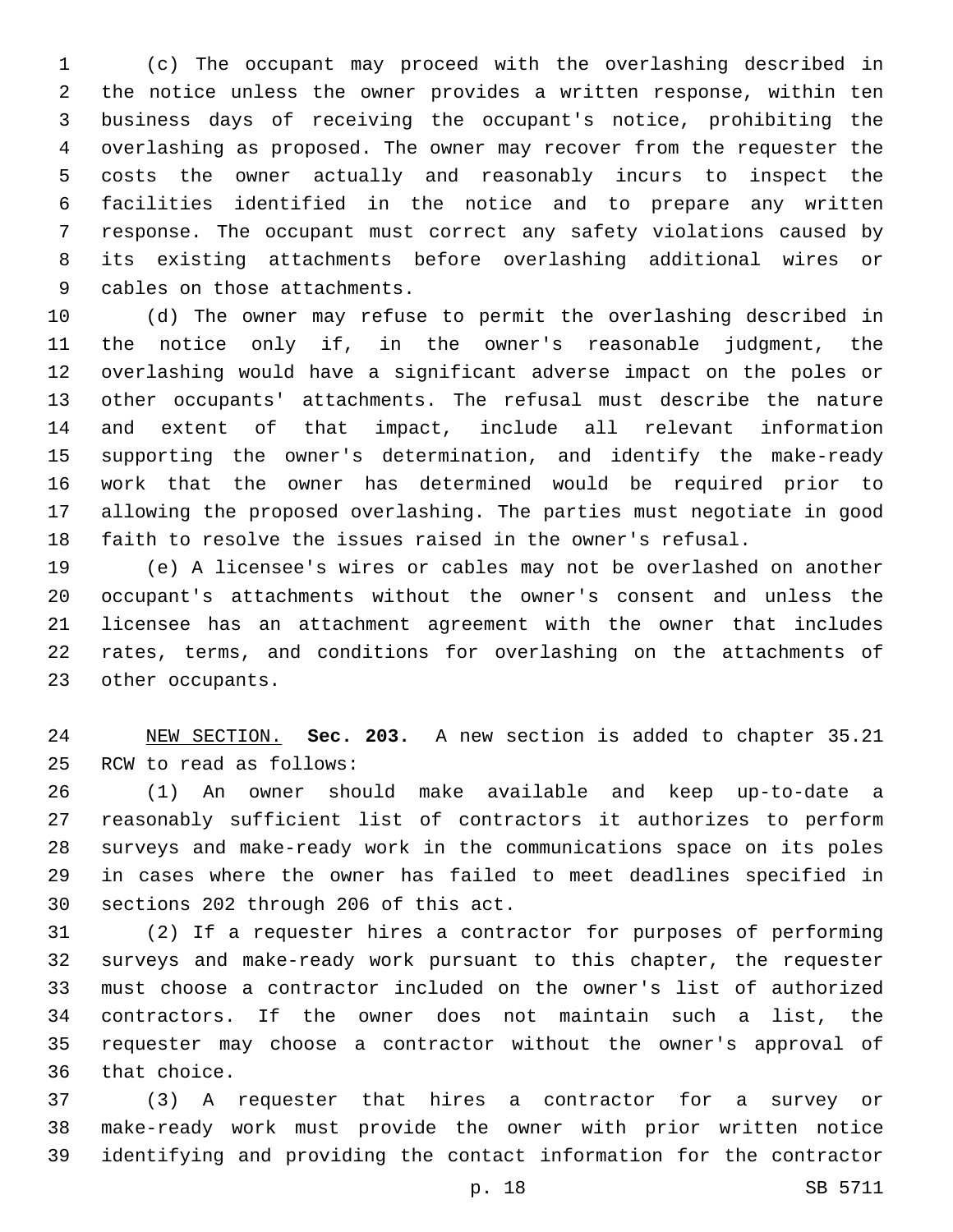(c) The occupant may proceed with the overlashing described in the notice unless the owner provides a written response, within ten business days of receiving the occupant's notice, prohibiting the overlashing as proposed. The owner may recover from the requester the costs the owner actually and reasonably incurs to inspect the facilities identified in the notice and to prepare any written response. The occupant must correct any safety violations caused by its existing attachments before overlashing additional wires or cables on those attachments.

(d) The owner may refuse to permit the overlashing described in the notice only if, in the owner's reasonable judgment, the overlashing would have a significant adverse impact on the poles or other occupants' attachments. The refusal must describe the nature and extent of that impact, include all relevant information supporting the owner's determination, and identify the make-ready work that the owner has determined would be required prior to allowing the proposed overlashing. The parties must negotiate in good faith to resolve the issues raised in the owner's refusal.

(e) A licensee's wires or cables may not be overlashed on another occupant's attachments without the owner's consent and unless the licensee has an attachment agreement with the owner that includes rates, terms, and conditions for overlashing on the attachments of other occupants.

NEW SECTION. **Sec. 203.** A new section is added to chapter 35.21 RCW to read as follows:

(1) An owner should make available and keep up-to-date a reasonably sufficient list of contractors it authorizes to perform surveys and make-ready work in the communications space on its poles in cases where the owner has failed to meet deadlines specified in sections 202 through 206 of this act.

(2) If a requester hires a contractor for purposes of performing surveys and make-ready work pursuant to this chapter, the requester must choose a contractor included on the owner's list of authorized contractors. If the owner does not maintain such a list, the requester may choose a contractor without the owner's approval of that choice.

(3) A requester that hires a contractor for a survey or make-ready work must provide the owner with prior written notice identifying and providing the contact information for the contractor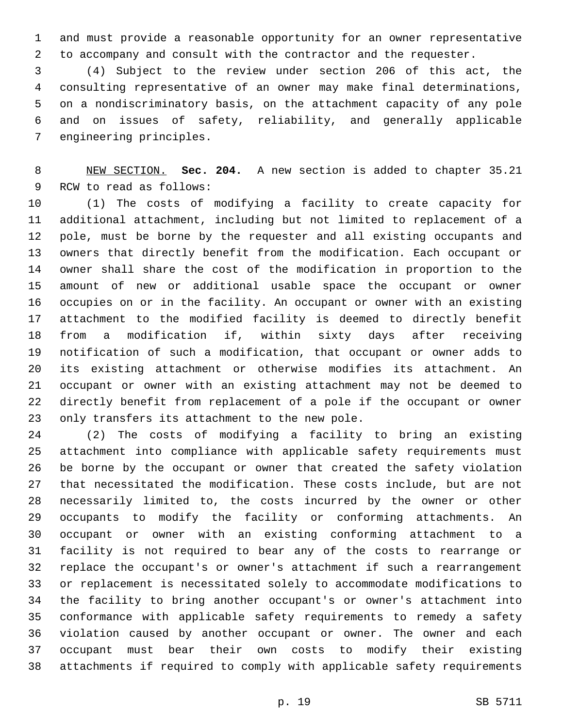and must provide a reasonable opportunity for an owner representative to accompany and consult with the contractor and the requester.

(4) Subject to the review under section 206 of this act, the consulting representative of an owner may make final determinations, on a nondiscriminatory basis, on the attachment capacity of any pole and on issues of safety, reliability, and generally applicable engineering principles.

NEW SECTION. **Sec. 204.** A new section is added to chapter 35.21 RCW to read as follows:

(1) The costs of modifying a facility to create capacity for additional attachment, including but not limited to replacement of a pole, must be borne by the requester and all existing occupants and owners that directly benefit from the modification. Each occupant or owner shall share the cost of the modification in proportion to the amount of new or additional usable space the occupant or owner occupies on or in the facility. An occupant or owner with an existing attachment to the modified facility is deemed to directly benefit from a modification if, within sixty days after receiving notification of such a modification, that occupant or owner adds to its existing attachment or otherwise modifies its attachment. An occupant or owner with an existing attachment may not be deemed to directly benefit from replacement of a pole if the occupant or owner only transfers its attachment to the new pole.

(2) The costs of modifying a facility to bring an existing attachment into compliance with applicable safety requirements must be borne by the occupant or owner that created the safety violation that necessitated the modification. These costs include, but are not necessarily limited to, the costs incurred by the owner or other occupants to modify the facility or conforming attachments. An occupant or owner with an existing conforming attachment to a facility is not required to bear any of the costs to rearrange or replace the occupant's or owner's attachment if such a rearrangement or replacement is necessitated solely to accommodate modifications to the facility to bring another occupant's or owner's attachment into conformance with applicable safety requirements to remedy a safety violation caused by another occupant or owner. The owner and each occupant must bear their own costs to modify their existing attachments if required to comply with applicable safety requirements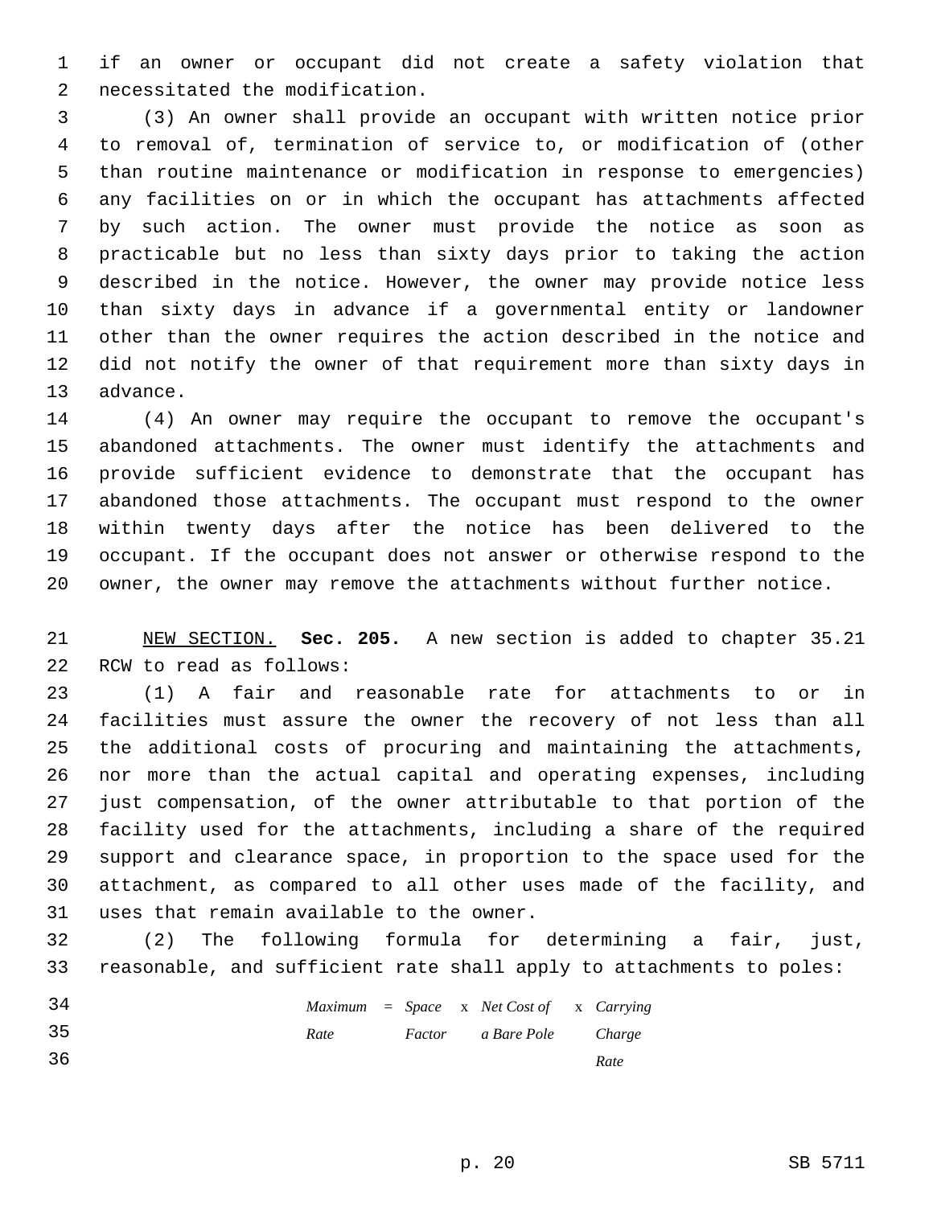if an owner or occupant did not create a safety violation that necessitated the modification.

(3) An owner shall provide an occupant with written notice prior to removal of, termination of service to, or modification of (other than routine maintenance or modification in response to emergencies) any facilities on or in which the occupant has attachments affected by such action. The owner must provide the notice as soon as practicable but no less than sixty days prior to taking the action described in the notice. However, the owner may provide notice less than sixty days in advance if a governmental entity or landowner other than the owner requires the action described in the notice and did not notify the owner of that requirement more than sixty days in advance.

(4) An owner may require the occupant to remove the occupant's abandoned attachments. The owner must identify the attachments and provide sufficient evidence to demonstrate that the occupant has abandoned those attachments. The occupant must respond to the owner within twenty days after the notice has been delivered to the occupant. If the occupant does not answer or otherwise respond to the owner, the owner may remove the attachments without further notice.

NEW SECTION. **Sec. 205.** A new section is added to chapter 35.21 RCW to read as follows:

(1) A fair and reasonable rate for attachments to or in facilities must assure the owner the recovery of not less than all the additional costs of procuring and maintaining the attachments, nor more than the actual capital and operating expenses, including just compensation, of the owner attributable to that portion of the facility used for the attachments, including a share of the required support and clearance space, in proportion to the space used for the attachment, as compared to all other uses made of the facility, and uses that remain available to the owner.

(2) The following formula for determining a fair, just, reasonable, and sufficient rate shall apply to attachments to poles:

$$\text{Maximum Rate} = \text{Space Factor} \times \text{Net Cost of a Bare Pole} \times \text{Carrying Charge Rate}$$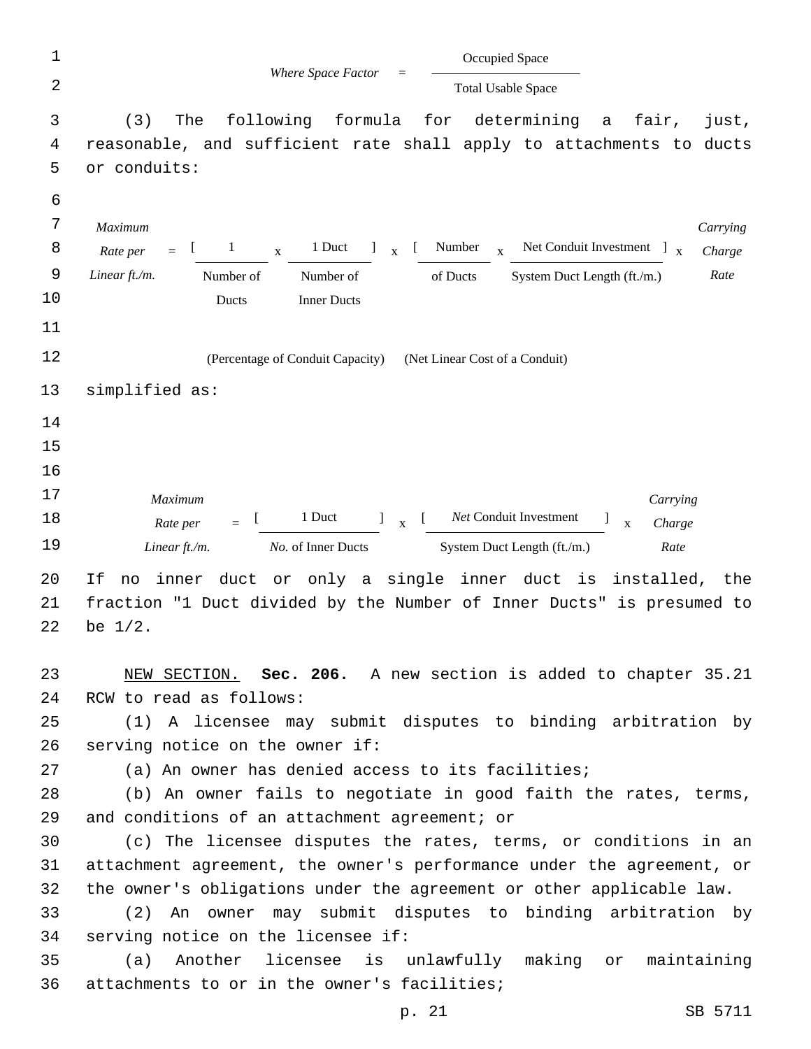$$\text{Where Space Factor} = \frac{\text{Occupied Space}}{\text{Total Usable Space}}$$

(3) The following formula for determining a fair, just, reasonable, and sufficient rate shall apply to attachments to ducts or conduits:

$$\text{Maximum Rate per Linear ft./m.} = \underbrace{\left[\frac{1}{\text{Number of Ducts}} \times \frac{\text{1 Duct}}{\text{Number of Inner Ducts}}\right]}_{\text{(Percentage of Conduit Capacity)}} \times \underbrace{\left[\frac{\text{Number}}{\text{of Ducts}} \times \frac{\text{Net Conduit Investment}}{\text{System Duct Length (ft./m.)}}\right]}_{\text{(Net Linear Cost of a Conduit)}} \times \text{Carrying Charge Rate}$$

simplified as:

$$\text{Maximum Rate per Linear ft./m.} = \left[\frac{\text{1 Duct}}{\text{No. of Inner Ducts}}\right] \times \left[\frac{\text{Net Conduit Investment}}{\text{System Duct Length (ft./m.)}}\right] \times \text{Carrying Charge Rate}$$

If no inner duct or only a single inner duct is installed, the fraction "1 Duct divided by the Number of Inner Ducts" is presumed to be 1/2.

NEW SECTION. **Sec. 206.** A new section is added to chapter 35.21 RCW to read as follows:

(1) A licensee may submit disputes to binding arbitration by serving notice on the owner if:

(a) An owner has denied access to its facilities;

(b) An owner fails to negotiate in good faith the rates, terms, and conditions of an attachment agreement; or

(c) The licensee disputes the rates, terms, or conditions in an attachment agreement, the owner's performance under the agreement, or the owner's obligations under the agreement or other applicable law.

(2) An owner may submit disputes to binding arbitration by serving notice on the licensee if:

(a) Another licensee is unlawfully making or maintaining attachments to or in the owner's facilities;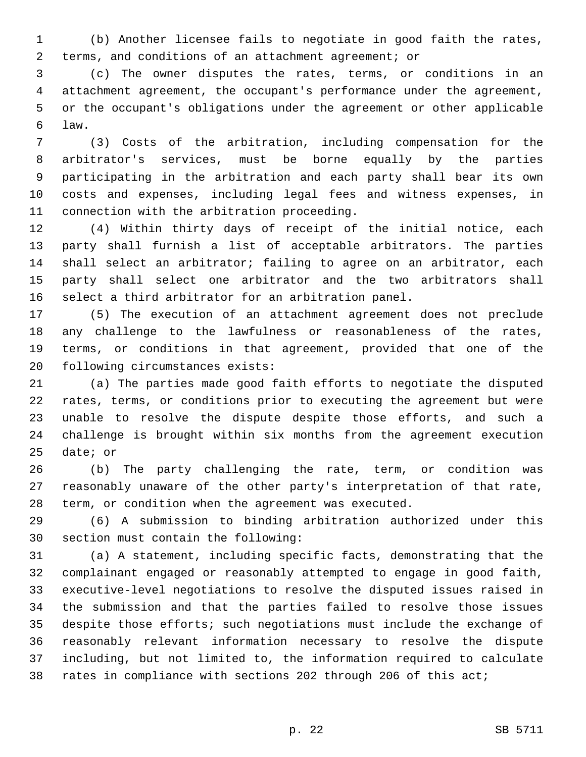(b) Another licensee fails to negotiate in good faith the rates, terms, and conditions of an attachment agreement; or

(c) The owner disputes the rates, terms, or conditions in an attachment agreement, the occupant's performance under the agreement, or the occupant's obligations under the agreement or other applicable law.

(3) Costs of the arbitration, including compensation for the arbitrator's services, must be borne equally by the parties participating in the arbitration and each party shall bear its own costs and expenses, including legal fees and witness expenses, in connection with the arbitration proceeding.

(4) Within thirty days of receipt of the initial notice, each party shall furnish a list of acceptable arbitrators. The parties shall select an arbitrator; failing to agree on an arbitrator, each party shall select one arbitrator and the two arbitrators shall select a third arbitrator for an arbitration panel.

(5) The execution of an attachment agreement does not preclude any challenge to the lawfulness or reasonableness of the rates, terms, or conditions in that agreement, provided that one of the following circumstances exists:

(a) The parties made good faith efforts to negotiate the disputed rates, terms, or conditions prior to executing the agreement but were unable to resolve the dispute despite those efforts, and such a challenge is brought within six months from the agreement execution date; or

(b) The party challenging the rate, term, or condition was reasonably unaware of the other party's interpretation of that rate, term, or condition when the agreement was executed.

(6) A submission to binding arbitration authorized under this section must contain the following:

(a) A statement, including specific facts, demonstrating that the complainant engaged or reasonably attempted to engage in good faith, executive-level negotiations to resolve the disputed issues raised in the submission and that the parties failed to resolve those issues despite those efforts; such negotiations must include the exchange of reasonably relevant information necessary to resolve the dispute including, but not limited to, the information required to calculate rates in compliance with sections 202 through 206 of this act;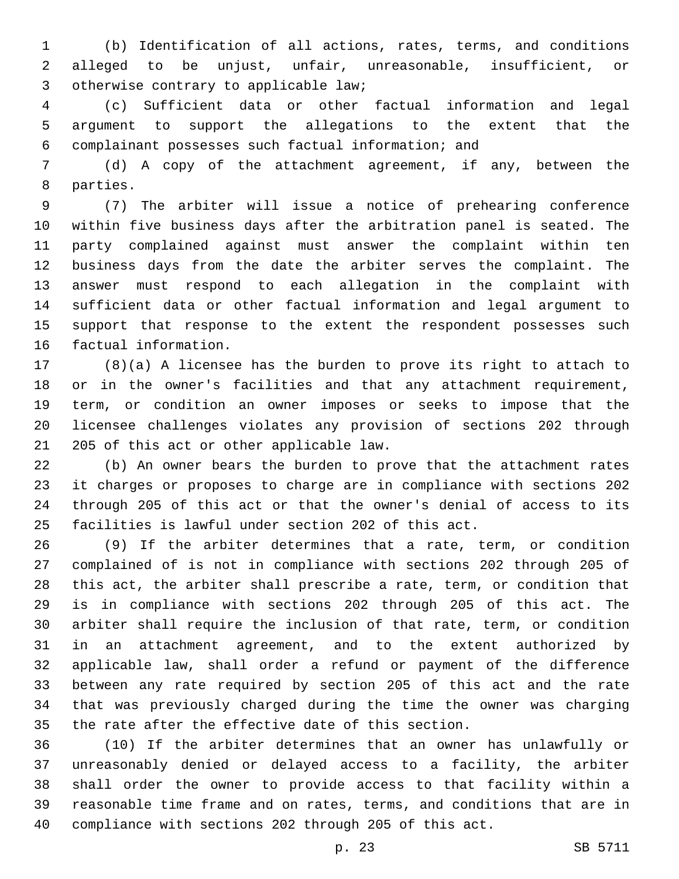(b) Identification of all actions, rates, terms, and conditions alleged to be unjust, unfair, unreasonable, insufficient, or otherwise contrary to applicable law;

(c) Sufficient data or other factual information and legal argument to support the allegations to the extent that the complainant possesses such factual information; and

(d) A copy of the attachment agreement, if any, between the parties.

(7) The arbiter will issue a notice of prehearing conference within five business days after the arbitration panel is seated. The party complained against must answer the complaint within ten business days from the date the arbiter serves the complaint. The answer must respond to each allegation in the complaint with sufficient data or other factual information and legal argument to support that response to the extent the respondent possesses such factual information.

(8)(a) A licensee has the burden to prove its right to attach to or in the owner's facilities and that any attachment requirement, term, or condition an owner imposes or seeks to impose that the licensee challenges violates any provision of sections 202 through 205 of this act or other applicable law.

(b) An owner bears the burden to prove that the attachment rates it charges or proposes to charge are in compliance with sections 202 through 205 of this act or that the owner's denial of access to its facilities is lawful under section 202 of this act.

(9) If the arbiter determines that a rate, term, or condition complained of is not in compliance with sections 202 through 205 of this act, the arbiter shall prescribe a rate, term, or condition that is in compliance with sections 202 through 205 of this act. The arbiter shall require the inclusion of that rate, term, or condition in an attachment agreement, and to the extent authorized by applicable law, shall order a refund or payment of the difference between any rate required by section 205 of this act and the rate that was previously charged during the time the owner was charging the rate after the effective date of this section.

(10) If the arbiter determines that an owner has unlawfully or unreasonably denied or delayed access to a facility, the arbiter shall order the owner to provide access to that facility within a reasonable time frame and on rates, terms, and conditions that are in compliance with sections 202 through 205 of this act.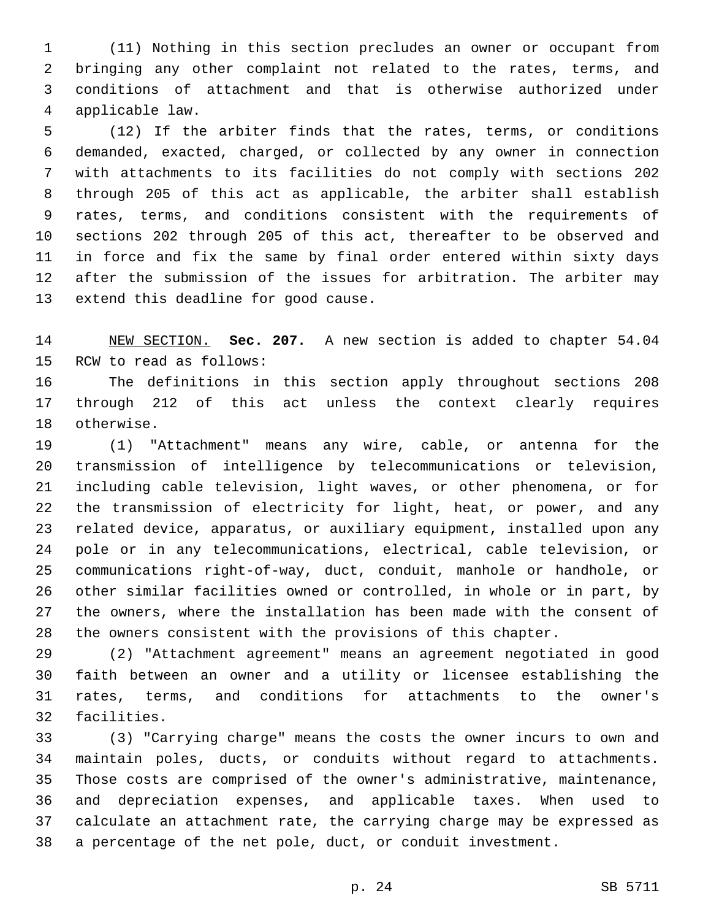(11) Nothing in this section precludes an owner or occupant from bringing any other complaint not related to the rates, terms, and conditions of attachment and that is otherwise authorized under applicable law.

(12) If the arbiter finds that the rates, terms, or conditions demanded, exacted, charged, or collected by any owner in connection with attachments to its facilities do not comply with sections 202 through 205 of this act as applicable, the arbiter shall establish rates, terms, and conditions consistent with the requirements of sections 202 through 205 of this act, thereafter to be observed and in force and fix the same by final order entered within sixty days after the submission of the issues for arbitration. The arbiter may extend this deadline for good cause.

NEW SECTION. **Sec. 207.** A new section is added to chapter 54.04 RCW to read as follows:

The definitions in this section apply throughout sections 208 through 212 of this act unless the context clearly requires otherwise.

(1) "Attachment" means any wire, cable, or antenna for the transmission of intelligence by telecommunications or television, including cable television, light waves, or other phenomena, or for the transmission of electricity for light, heat, or power, and any related device, apparatus, or auxiliary equipment, installed upon any pole or in any telecommunications, electrical, cable television, or communications right-of-way, duct, conduit, manhole or handhole, or other similar facilities owned or controlled, in whole or in part, by the owners, where the installation has been made with the consent of the owners consistent with the provisions of this chapter.

(2) "Attachment agreement" means an agreement negotiated in good faith between an owner and a utility or licensee establishing the rates, terms, and conditions for attachments to the owner's facilities.

(3) "Carrying charge" means the costs the owner incurs to own and maintain poles, ducts, or conduits without regard to attachments. Those costs are comprised of the owner's administrative, maintenance, and depreciation expenses, and applicable taxes. When used to calculate an attachment rate, the carrying charge may be expressed as a percentage of the net pole, duct, or conduit investment.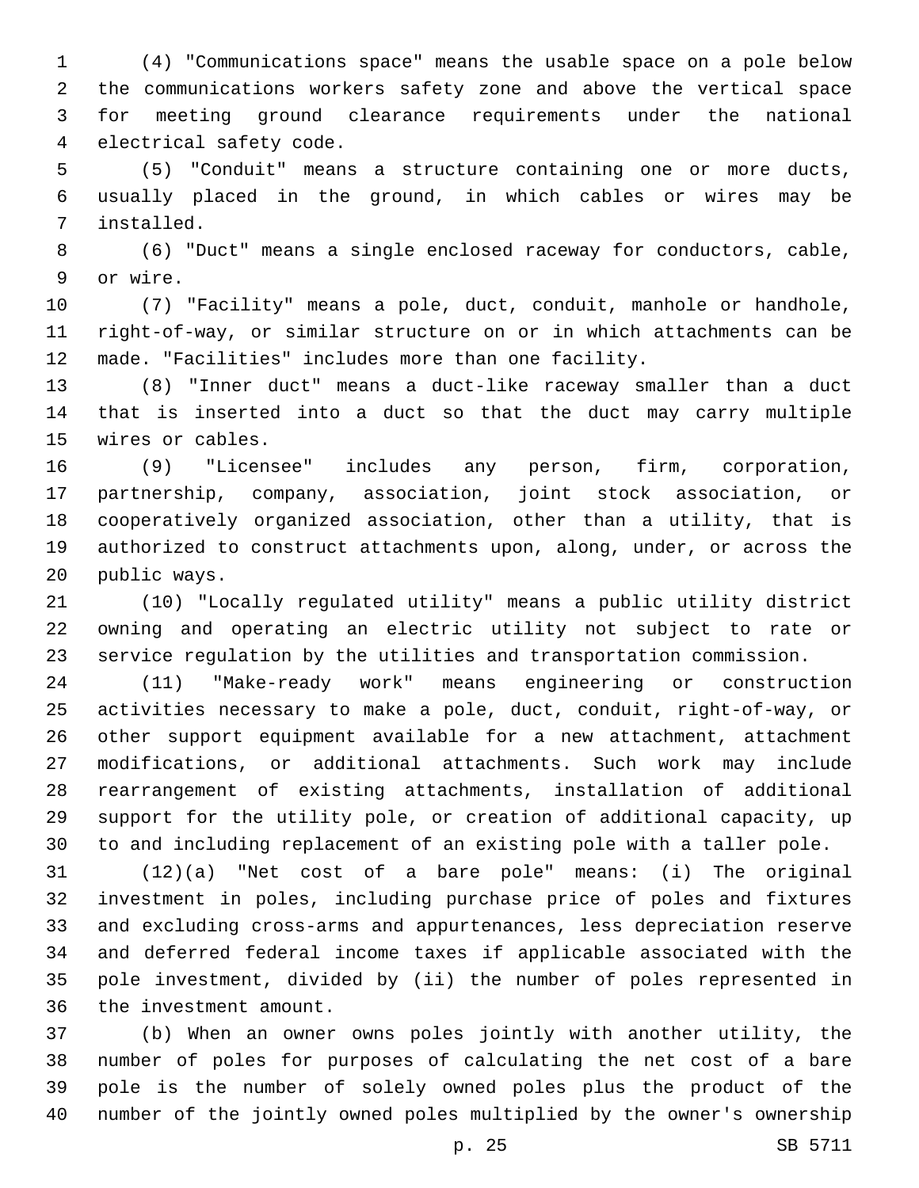(4) "Communications space" means the usable space on a pole below the communications workers safety zone and above the vertical space for meeting ground clearance requirements under the national electrical safety code.

(5) "Conduit" means a structure containing one or more ducts, usually placed in the ground, in which cables or wires may be installed.

(6) "Duct" means a single enclosed raceway for conductors, cable, or wire.

(7) "Facility" means a pole, duct, conduit, manhole or handhole, right-of-way, or similar structure on or in which attachments can be made. "Facilities" includes more than one facility.

(8) "Inner duct" means a duct-like raceway smaller than a duct that is inserted into a duct so that the duct may carry multiple wires or cables.

(9) "Licensee" includes any person, firm, corporation, partnership, company, association, joint stock association, or cooperatively organized association, other than a utility, that is authorized to construct attachments upon, along, under, or across the public ways.

(10) "Locally regulated utility" means a public utility district owning and operating an electric utility not subject to rate or service regulation by the utilities and transportation commission.

(11) "Make-ready work" means engineering or construction activities necessary to make a pole, duct, conduit, right-of-way, or other support equipment available for a new attachment, attachment modifications, or additional attachments. Such work may include rearrangement of existing attachments, installation of additional support for the utility pole, or creation of additional capacity, up to and including replacement of an existing pole with a taller pole.

(12)(a) "Net cost of a bare pole" means: (i) The original investment in poles, including purchase price of poles and fixtures and excluding cross-arms and appurtenances, less depreciation reserve and deferred federal income taxes if applicable associated with the pole investment, divided by (ii) the number of poles represented in the investment amount.

(b) When an owner owns poles jointly with another utility, the number of poles for purposes of calculating the net cost of a bare pole is the number of solely owned poles plus the product of the number of the jointly owned poles multiplied by the owner's ownership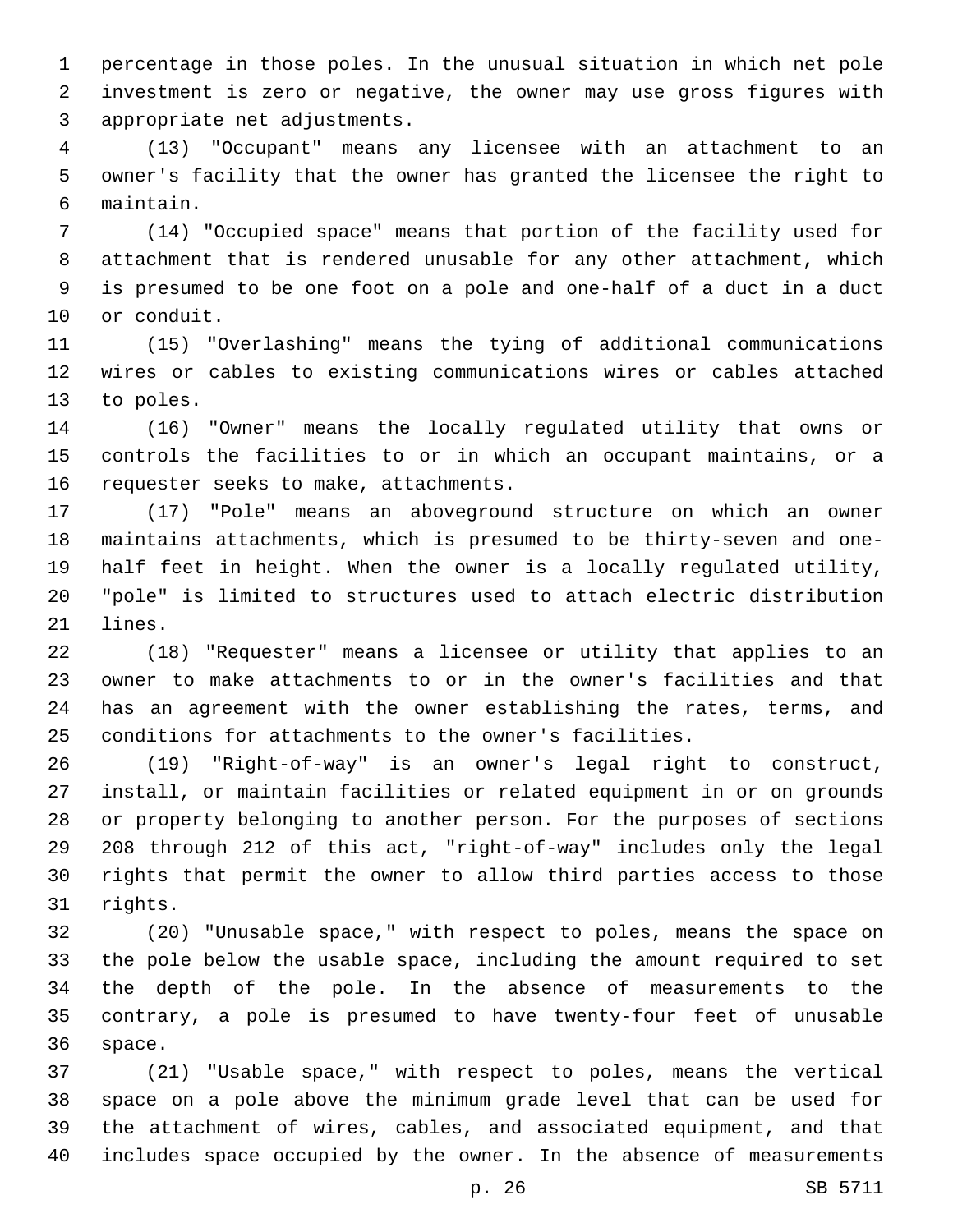percentage in those poles. In the unusual situation in which net pole investment is zero or negative, the owner may use gross figures with appropriate net adjustments.

(13) "Occupant" means any licensee with an attachment to an owner's facility that the owner has granted the licensee the right to maintain.

(14) "Occupied space" means that portion of the facility used for attachment that is rendered unusable for any other attachment, which is presumed to be one foot on a pole and one-half of a duct in a duct or conduit.

(15) "Overlashing" means the tying of additional communications wires or cables to existing communications wires or cables attached to poles.

(16) "Owner" means the locally regulated utility that owns or controls the facilities to or in which an occupant maintains, or a requester seeks to make, attachments.

(17) "Pole" means an aboveground structure on which an owner maintains attachments, which is presumed to be thirty-seven and one-half feet in height. When the owner is a locally regulated utility, "pole" is limited to structures used to attach electric distribution lines.

(18) "Requester" means a licensee or utility that applies to an owner to make attachments to or in the owner's facilities and that has an agreement with the owner establishing the rates, terms, and conditions for attachments to the owner's facilities.

(19) "Right-of-way" is an owner's legal right to construct, install, or maintain facilities or related equipment in or on grounds or property belonging to another person. For the purposes of sections 208 through 212 of this act, "right-of-way" includes only the legal rights that permit the owner to allow third parties access to those rights.

(20) "Unusable space," with respect to poles, means the space on the pole below the usable space, including the amount required to set the depth of the pole. In the absence of measurements to the contrary, a pole is presumed to have twenty-four feet of unusable space.

(21) "Usable space," with respect to poles, means the vertical space on a pole above the minimum grade level that can be used for the attachment of wires, cables, and associated equipment, and that includes space occupied by the owner. In the absence of measurements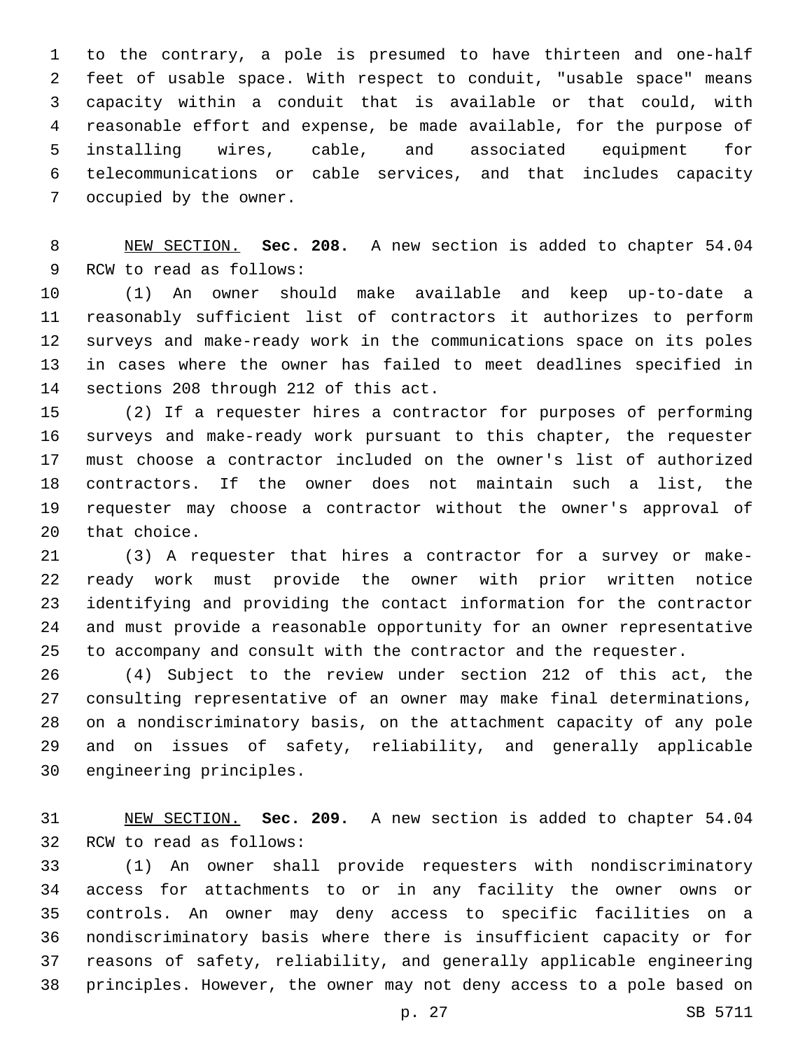to the contrary, a pole is presumed to have thirteen and one-half feet of usable space. With respect to conduit, "usable space" means capacity within a conduit that is available or that could, with reasonable effort and expense, be made available, for the purpose of installing wires, cable, and associated equipment for telecommunications or cable services, and that includes capacity occupied by the owner.

NEW SECTION. **Sec. 208.** A new section is added to chapter 54.04 RCW to read as follows:

(1) An owner should make available and keep up-to-date a reasonably sufficient list of contractors it authorizes to perform surveys and make-ready work in the communications space on its poles in cases where the owner has failed to meet deadlines specified in sections 208 through 212 of this act.

(2) If a requester hires a contractor for purposes of performing surveys and make-ready work pursuant to this chapter, the requester must choose a contractor included on the owner's list of authorized contractors. If the owner does not maintain such a list, the requester may choose a contractor without the owner's approval of that choice.

(3) A requester that hires a contractor for a survey or make-ready work must provide the owner with prior written notice identifying and providing the contact information for the contractor and must provide a reasonable opportunity for an owner representative to accompany and consult with the contractor and the requester.

(4) Subject to the review under section 212 of this act, the consulting representative of an owner may make final determinations, on a nondiscriminatory basis, on the attachment capacity of any pole and on issues of safety, reliability, and generally applicable engineering principles.

NEW SECTION. **Sec. 209.** A new section is added to chapter 54.04 RCW to read as follows:

(1) An owner shall provide requesters with nondiscriminatory access for attachments to or in any facility the owner owns or controls. An owner may deny access to specific facilities on a nondiscriminatory basis where there is insufficient capacity or for reasons of safety, reliability, and generally applicable engineering principles. However, the owner may not deny access to a pole based on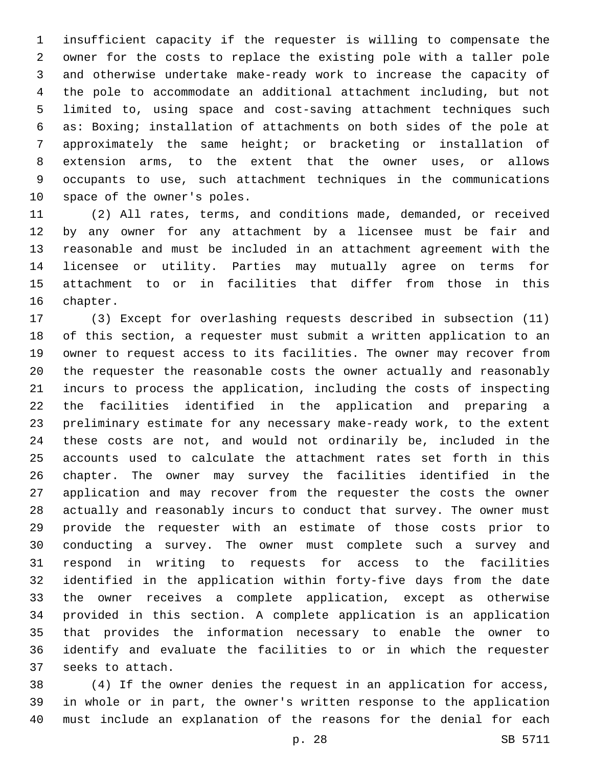insufficient capacity if the requester is willing to compensate the owner for the costs to replace the existing pole with a taller pole and otherwise undertake make-ready work to increase the capacity of the pole to accommodate an additional attachment including, but not limited to, using space and cost-saving attachment techniques such as: Boxing; installation of attachments on both sides of the pole at approximately the same height; or bracketing or installation of extension arms, to the extent that the owner uses, or allows occupants to use, such attachment techniques in the communications space of the owner's poles.

(2) All rates, terms, and conditions made, demanded, or received by any owner for any attachment by a licensee must be fair and reasonable and must be included in an attachment agreement with the licensee or utility. Parties may mutually agree on terms for attachment to or in facilities that differ from those in this chapter.

(3) Except for overlashing requests described in subsection (11) of this section, a requester must submit a written application to an owner to request access to its facilities. The owner may recover from the requester the reasonable costs the owner actually and reasonably incurs to process the application, including the costs of inspecting the facilities identified in the application and preparing a preliminary estimate for any necessary make-ready work, to the extent these costs are not, and would not ordinarily be, included in the accounts used to calculate the attachment rates set forth in this chapter. The owner may survey the facilities identified in the application and may recover from the requester the costs the owner actually and reasonably incurs to conduct that survey. The owner must provide the requester with an estimate of those costs prior to conducting a survey. The owner must complete such a survey and respond in writing to requests for access to the facilities identified in the application within forty-five days from the date the owner receives a complete application, except as otherwise provided in this section. A complete application is an application that provides the information necessary to enable the owner to identify and evaluate the facilities to or in which the requester seeks to attach.

(4) If the owner denies the request in an application for access, in whole or in part, the owner's written response to the application must include an explanation of the reasons for the denial for each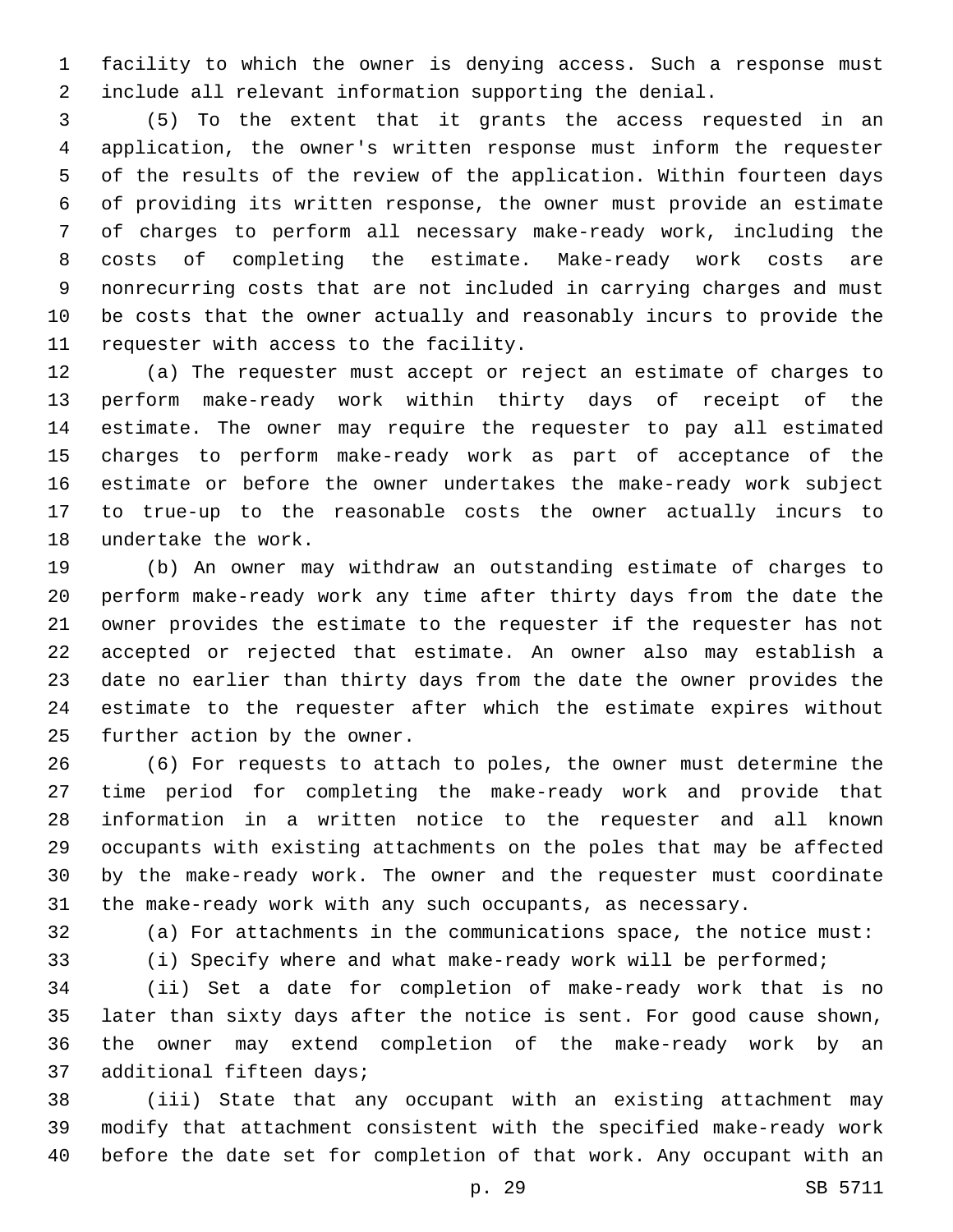facility to which the owner is denying access. Such a response must include all relevant information supporting the denial.

(5) To the extent that it grants the access requested in an application, the owner's written response must inform the requester of the results of the review of the application. Within fourteen days of providing its written response, the owner must provide an estimate of charges to perform all necessary make-ready work, including the costs of completing the estimate. Make-ready work costs are nonrecurring costs that are not included in carrying charges and must be costs that the owner actually and reasonably incurs to provide the requester with access to the facility.

(a) The requester must accept or reject an estimate of charges to perform make-ready work within thirty days of receipt of the estimate. The owner may require the requester to pay all estimated charges to perform make-ready work as part of acceptance of the estimate or before the owner undertakes the make-ready work subject to true-up to the reasonable costs the owner actually incurs to undertake the work.

(b) An owner may withdraw an outstanding estimate of charges to perform make-ready work any time after thirty days from the date the owner provides the estimate to the requester if the requester has not accepted or rejected that estimate. An owner also may establish a date no earlier than thirty days from the date the owner provides the estimate to the requester after which the estimate expires without further action by the owner.

(6) For requests to attach to poles, the owner must determine the time period for completing the make-ready work and provide that information in a written notice to the requester and all known occupants with existing attachments on the poles that may be affected by the make-ready work. The owner and the requester must coordinate the make-ready work with any such occupants, as necessary.

(a) For attachments in the communications space, the notice must:

(i) Specify where and what make-ready work will be performed;

(ii) Set a date for completion of make-ready work that is no later than sixty days after the notice is sent. For good cause shown, the owner may extend completion of the make-ready work by an additional fifteen days;

(iii) State that any occupant with an existing attachment may modify that attachment consistent with the specified make-ready work before the date set for completion of that work. Any occupant with an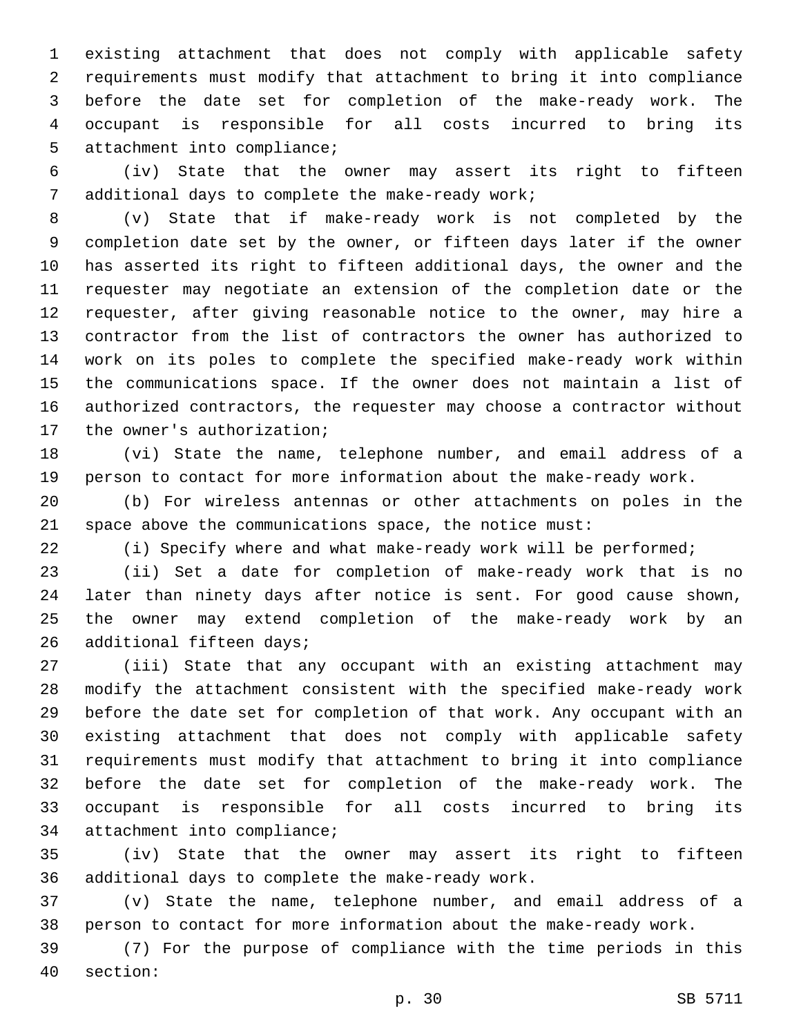existing attachment that does not comply with applicable safety requirements must modify that attachment to bring it into compliance before the date set for completion of the make-ready work. The occupant is responsible for all costs incurred to bring its attachment into compliance;

(iv) State that the owner may assert its right to fifteen additional days to complete the make-ready work;

(v) State that if make-ready work is not completed by the completion date set by the owner, or fifteen days later if the owner has asserted its right to fifteen additional days, the owner and the requester may negotiate an extension of the completion date or the requester, after giving reasonable notice to the owner, may hire a contractor from the list of contractors the owner has authorized to work on its poles to complete the specified make-ready work within the communications space. If the owner does not maintain a list of authorized contractors, the requester may choose a contractor without the owner's authorization;

(vi) State the name, telephone number, and email address of a person to contact for more information about the make-ready work.

(b) For wireless antennas or other attachments on poles in the space above the communications space, the notice must:

(i) Specify where and what make-ready work will be performed;

(ii) Set a date for completion of make-ready work that is no later than ninety days after notice is sent. For good cause shown, the owner may extend completion of the make-ready work by an additional fifteen days;

(iii) State that any occupant with an existing attachment may modify the attachment consistent with the specified make-ready work before the date set for completion of that work. Any occupant with an existing attachment that does not comply with applicable safety requirements must modify that attachment to bring it into compliance before the date set for completion of the make-ready work. The occupant is responsible for all costs incurred to bring its attachment into compliance;

(iv) State that the owner may assert its right to fifteen additional days to complete the make-ready work.

(v) State the name, telephone number, and email address of a person to contact for more information about the make-ready work.

(7) For the purpose of compliance with the time periods in this section: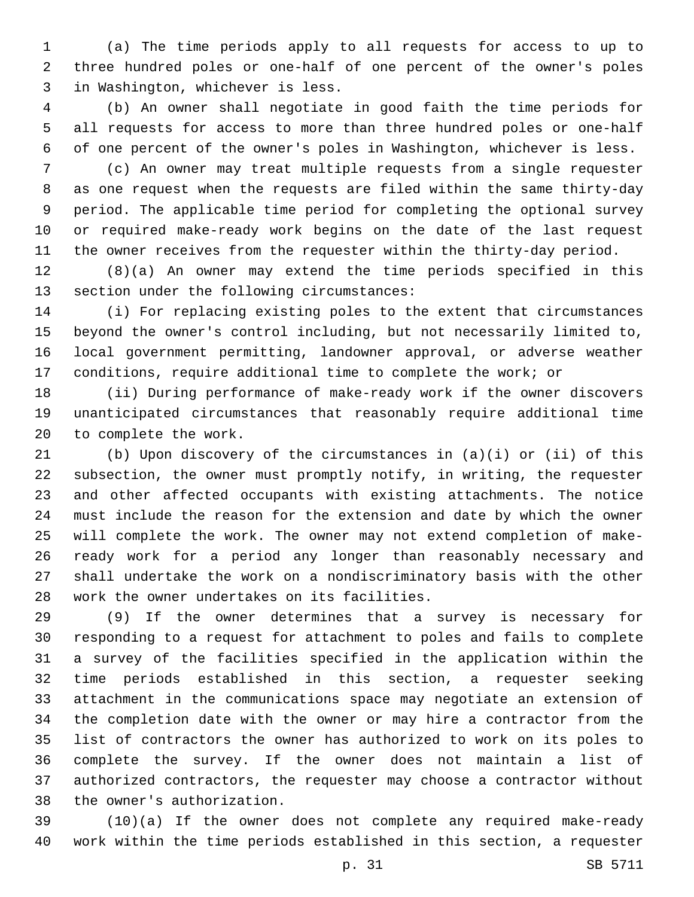(a) The time periods apply to all requests for access to up to three hundred poles or one-half of one percent of the owner's poles in Washington, whichever is less.

(b) An owner shall negotiate in good faith the time periods for all requests for access to more than three hundred poles or one-half of one percent of the owner's poles in Washington, whichever is less.

(c) An owner may treat multiple requests from a single requester as one request when the requests are filed within the same thirty-day period. The applicable time period for completing the optional survey or required make-ready work begins on the date of the last request the owner receives from the requester within the thirty-day period.

(8)(a) An owner may extend the time periods specified in this section under the following circumstances:

(i) For replacing existing poles to the extent that circumstances beyond the owner's control including, but not necessarily limited to, local government permitting, landowner approval, or adverse weather conditions, require additional time to complete the work; or

(ii) During performance of make-ready work if the owner discovers unanticipated circumstances that reasonably require additional time to complete the work.

(b) Upon discovery of the circumstances in (a)(i) or (ii) of this subsection, the owner must promptly notify, in writing, the requester and other affected occupants with existing attachments. The notice must include the reason for the extension and date by which the owner will complete the work. The owner may not extend completion of make-ready work for a period any longer than reasonably necessary and shall undertake the work on a nondiscriminatory basis with the other work the owner undertakes on its facilities.

(9) If the owner determines that a survey is necessary for responding to a request for attachment to poles and fails to complete a survey of the facilities specified in the application within the time periods established in this section, a requester seeking attachment in the communications space may negotiate an extension of the completion date with the owner or may hire a contractor from the list of contractors the owner has authorized to work on its poles to complete the survey. If the owner does not maintain a list of authorized contractors, the requester may choose a contractor without the owner's authorization.

(10)(a) If the owner does not complete any required make-ready work within the time periods established in this section, a requester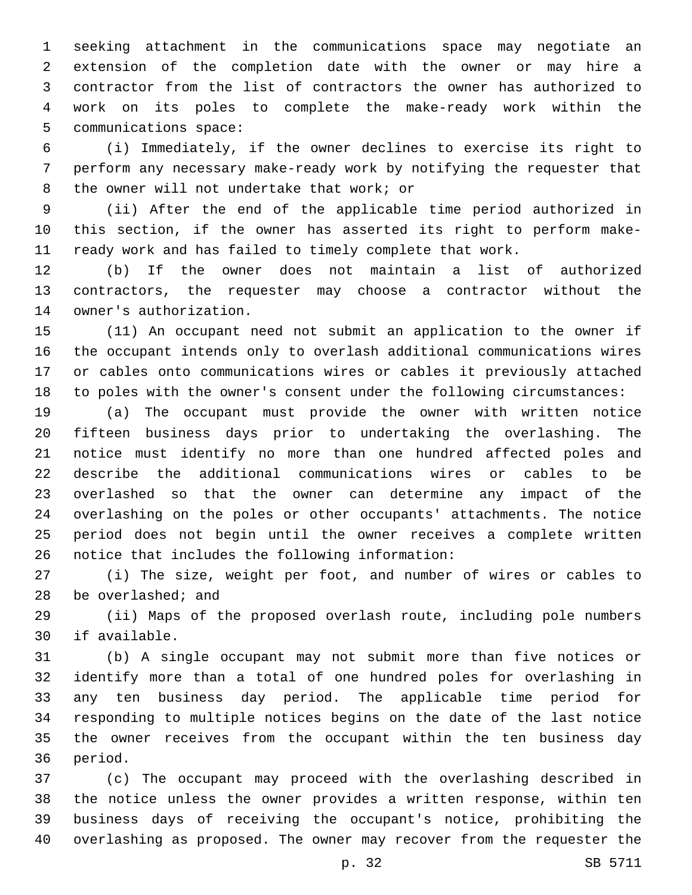seeking attachment in the communications space may negotiate an extension of the completion date with the owner or may hire a contractor from the list of contractors the owner has authorized to work on its poles to complete the make-ready work within the communications space:

(i) Immediately, if the owner declines to exercise its right to perform any necessary make-ready work by notifying the requester that the owner will not undertake that work; or

(ii) After the end of the applicable time period authorized in this section, if the owner has asserted its right to perform make-ready work and has failed to timely complete that work.

(b) If the owner does not maintain a list of authorized contractors, the requester may choose a contractor without the owner's authorization.

(11) An occupant need not submit an application to the owner if the occupant intends only to overlash additional communications wires or cables onto communications wires or cables it previously attached to poles with the owner's consent under the following circumstances:

(a) The occupant must provide the owner with written notice fifteen business days prior to undertaking the overlashing. The notice must identify no more than one hundred affected poles and describe the additional communications wires or cables to be overlashed so that the owner can determine any impact of the overlashing on the poles or other occupants' attachments. The notice period does not begin until the owner receives a complete written notice that includes the following information:

(i) The size, weight per foot, and number of wires or cables to be overlashed; and

(ii) Maps of the proposed overlash route, including pole numbers if available.

(b) A single occupant may not submit more than five notices or identify more than a total of one hundred poles for overlashing in any ten business day period. The applicable time period for responding to multiple notices begins on the date of the last notice the owner receives from the occupant within the ten business day period.

(c) The occupant may proceed with the overlashing described in the notice unless the owner provides a written response, within ten business days of receiving the occupant's notice, prohibiting the overlashing as proposed. The owner may recover from the requester the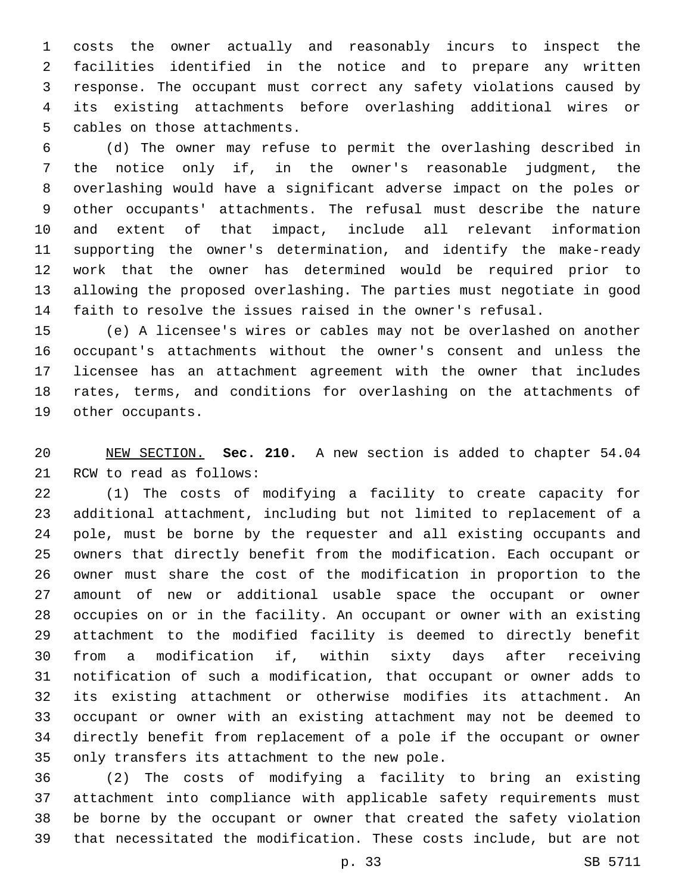costs the owner actually and reasonably incurs to inspect the facilities identified in the notice and to prepare any written response. The occupant must correct any safety violations caused by its existing attachments before overlashing additional wires or cables on those attachments.

(d) The owner may refuse to permit the overlashing described in the notice only if, in the owner's reasonable judgment, the overlashing would have a significant adverse impact on the poles or other occupants' attachments. The refusal must describe the nature and extent of that impact, include all relevant information supporting the owner's determination, and identify the make-ready work that the owner has determined would be required prior to allowing the proposed overlashing. The parties must negotiate in good faith to resolve the issues raised in the owner's refusal.

(e) A licensee's wires or cables may not be overlashed on another occupant's attachments without the owner's consent and unless the licensee has an attachment agreement with the owner that includes rates, terms, and conditions for overlashing on the attachments of other occupants.

NEW SECTION. **Sec. 210.** A new section is added to chapter 54.04 RCW to read as follows:

(1) The costs of modifying a facility to create capacity for additional attachment, including but not limited to replacement of a pole, must be borne by the requester and all existing occupants and owners that directly benefit from the modification. Each occupant or owner must share the cost of the modification in proportion to the amount of new or additional usable space the occupant or owner occupies on or in the facility. An occupant or owner with an existing attachment to the modified facility is deemed to directly benefit from a modification if, within sixty days after receiving notification of such a modification, that occupant or owner adds to its existing attachment or otherwise modifies its attachment. An occupant or owner with an existing attachment may not be deemed to directly benefit from replacement of a pole if the occupant or owner only transfers its attachment to the new pole.

(2) The costs of modifying a facility to bring an existing attachment into compliance with applicable safety requirements must be borne by the occupant or owner that created the safety violation that necessitated the modification. These costs include, but are not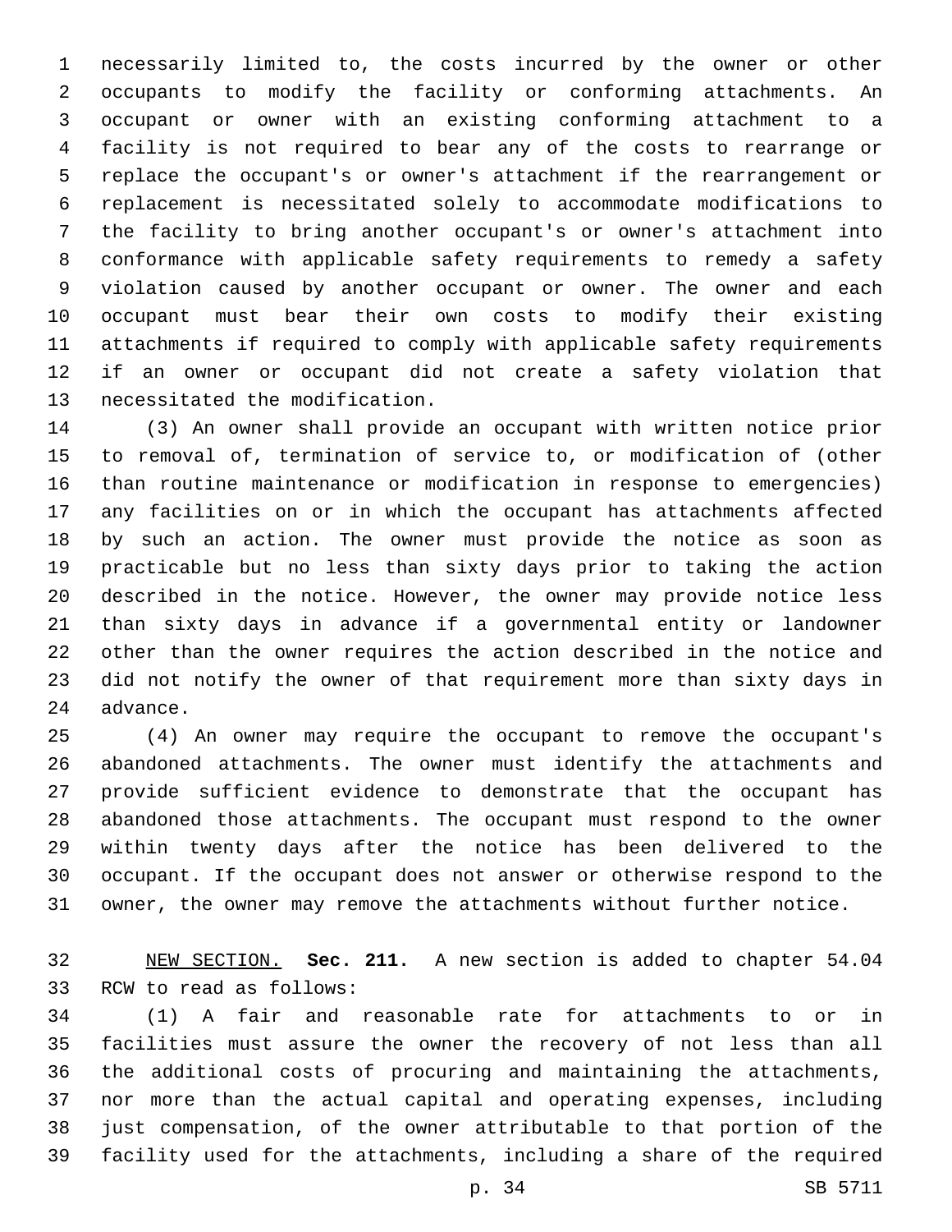necessarily limited to, the costs incurred by the owner or other occupants to modify the facility or conforming attachments. An occupant or owner with an existing conforming attachment to a facility is not required to bear any of the costs to rearrange or replace the occupant's or owner's attachment if the rearrangement or replacement is necessitated solely to accommodate modifications to the facility to bring another occupant's or owner's attachment into conformance with applicable safety requirements to remedy a safety violation caused by another occupant or owner. The owner and each occupant must bear their own costs to modify their existing attachments if required to comply with applicable safety requirements if an owner or occupant did not create a safety violation that necessitated the modification.

(3) An owner shall provide an occupant with written notice prior to removal of, termination of service to, or modification of (other than routine maintenance or modification in response to emergencies) any facilities on or in which the occupant has attachments affected by such an action. The owner must provide the notice as soon as practicable but no less than sixty days prior to taking the action described in the notice. However, the owner may provide notice less than sixty days in advance if a governmental entity or landowner other than the owner requires the action described in the notice and did not notify the owner of that requirement more than sixty days in advance.

(4) An owner may require the occupant to remove the occupant's abandoned attachments. The owner must identify the attachments and provide sufficient evidence to demonstrate that the occupant has abandoned those attachments. The occupant must respond to the owner within twenty days after the notice has been delivered to the occupant. If the occupant does not answer or otherwise respond to the owner, the owner may remove the attachments without further notice.

NEW SECTION. **Sec. 211.** A new section is added to chapter 54.04 RCW to read as follows:

(1) A fair and reasonable rate for attachments to or in facilities must assure the owner the recovery of not less than all the additional costs of procuring and maintaining the attachments, nor more than the actual capital and operating expenses, including just compensation, of the owner attributable to that portion of the facility used for the attachments, including a share of the required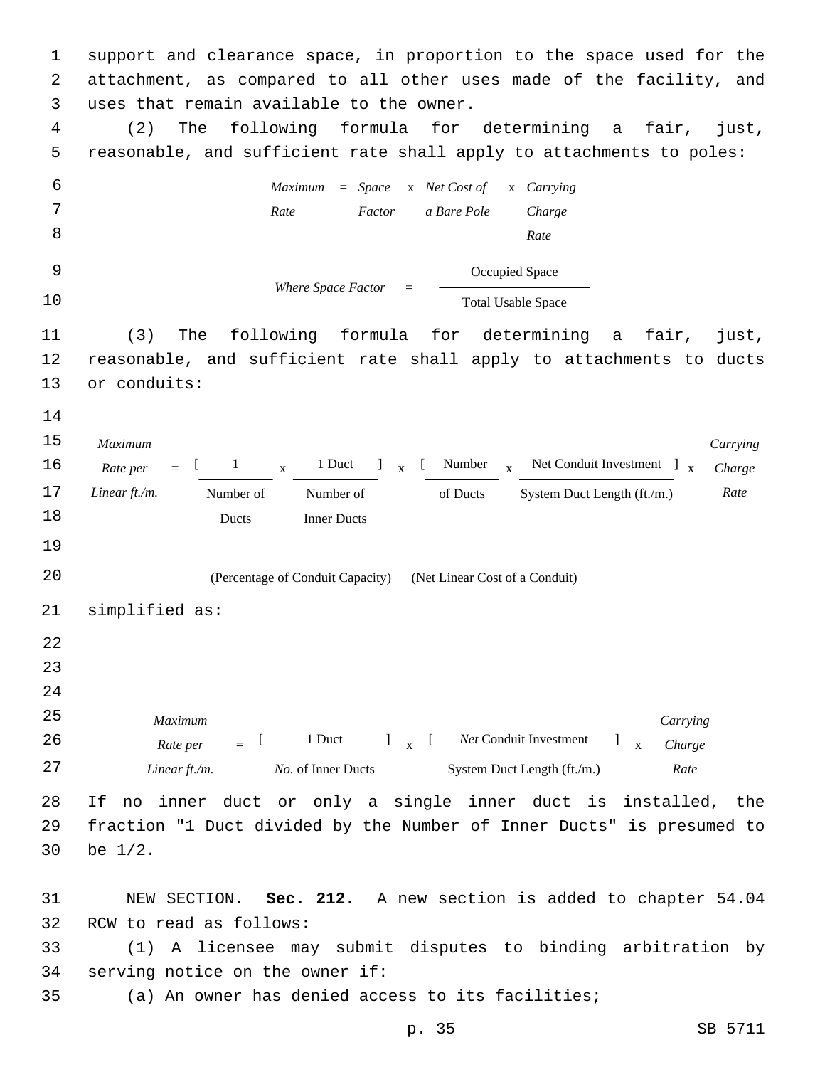support and clearance space, in proportion to the space used for the attachment, as compared to all other uses made of the facility, and uses that remain available to the owner.

(2) The following formula for determining a fair, just, reasonable, and sufficient rate shall apply to attachments to poles:

$$\text{Maximum Rate} = \text{Space Factor} \times \text{Net Cost of a Bare Pole} \times \text{Carrying Charge Rate}$$

$$\text{Where Space Factor} = \frac{\text{Occupied Space}}{\text{Total Usable Space}}$$

(3) The following formula for determining a fair, just, reasonable, and sufficient rate shall apply to attachments to ducts or conduits:

$$\text{Maximum Rate per Linear ft./m.} = \underbrace{\left[\frac{1}{\text{Number of Ducts}} \times \frac{\text{1 Duct}}{\text{Number of Inner Ducts}}\right]}_{\text{(Percentage of Conduit Capacity)}} \times \underbrace{\left[\frac{\text{Number of Ducts}}{} \times \frac{\text{Net Conduit Investment}}{\text{System Duct Length (ft./m.)}}\right]}_{\text{(Net Linear Cost of a Conduit)}} \times \text{Carrying Charge Rate}$$

simplified as:

$$\text{Maximum Rate per Linear ft./m.} = \left[\frac{\text{1 Duct}}{\text{No. of Inner Ducts}}\right] \times \left[\frac{\text{Net Conduit Investment}}{\text{System Duct Length (ft./m.)}}\right] \times \text{Carrying Charge Rate}$$

If no inner duct or only a single inner duct is installed, the fraction "1 Duct divided by the Number of Inner Ducts" is presumed to be 1/2.

NEW SECTION. **Sec. 212.** A new section is added to chapter 54.04 RCW to read as follows:

(1) A licensee may submit disputes to binding arbitration by serving notice on the owner if:

(a) An owner has denied access to its facilities;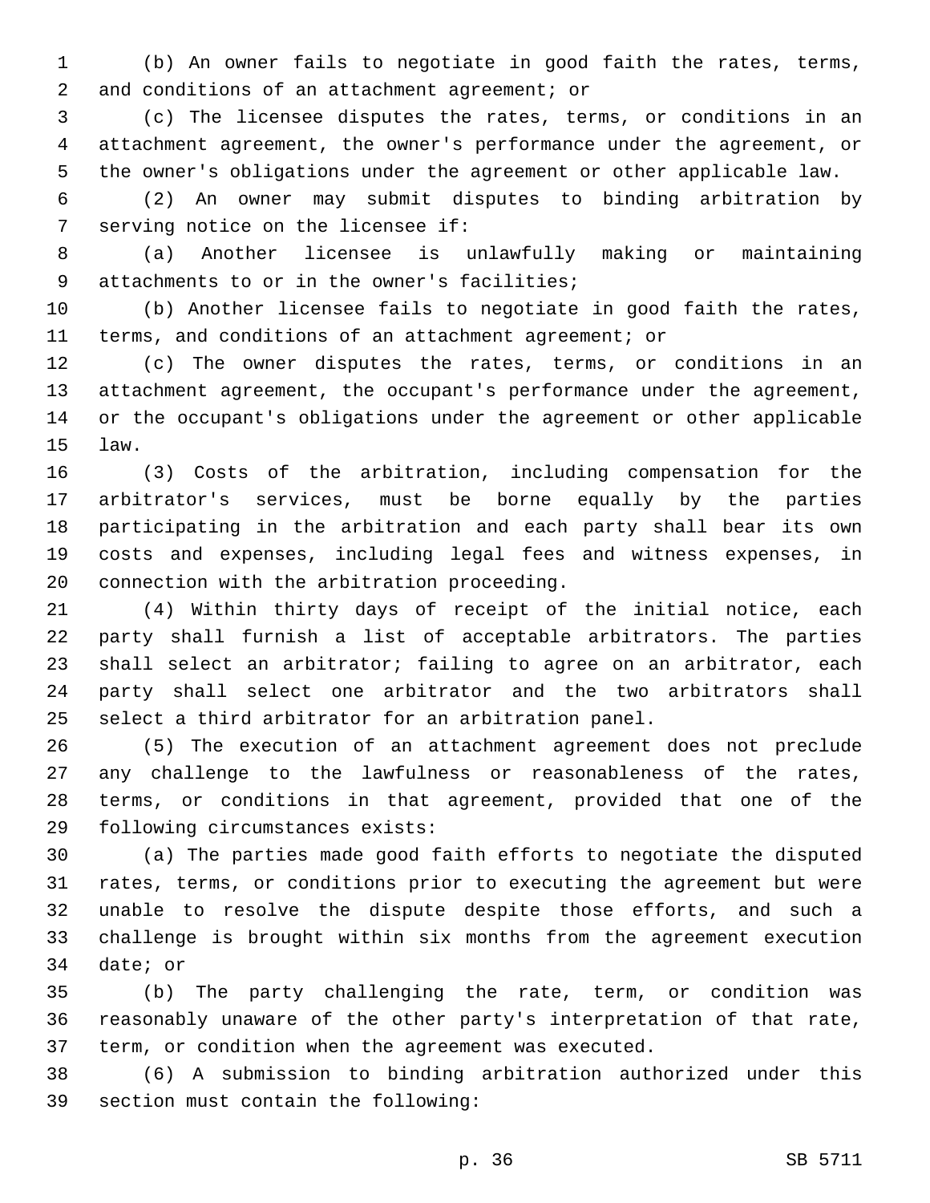(b) An owner fails to negotiate in good faith the rates, terms, and conditions of an attachment agreement; or

(c) The licensee disputes the rates, terms, or conditions in an attachment agreement, the owner's performance under the agreement, or the owner's obligations under the agreement or other applicable law.

(2) An owner may submit disputes to binding arbitration by serving notice on the licensee if:

(a) Another licensee is unlawfully making or maintaining attachments to or in the owner's facilities;

(b) Another licensee fails to negotiate in good faith the rates, terms, and conditions of an attachment agreement; or

(c) The owner disputes the rates, terms, or conditions in an attachment agreement, the occupant's performance under the agreement, or the occupant's obligations under the agreement or other applicable law.

(3) Costs of the arbitration, including compensation for the arbitrator's services, must be borne equally by the parties participating in the arbitration and each party shall bear its own costs and expenses, including legal fees and witness expenses, in connection with the arbitration proceeding.

(4) Within thirty days of receipt of the initial notice, each party shall furnish a list of acceptable arbitrators. The parties shall select an arbitrator; failing to agree on an arbitrator, each party shall select one arbitrator and the two arbitrators shall select a third arbitrator for an arbitration panel.

(5) The execution of an attachment agreement does not preclude any challenge to the lawfulness or reasonableness of the rates, terms, or conditions in that agreement, provided that one of the following circumstances exists:

(a) The parties made good faith efforts to negotiate the disputed rates, terms, or conditions prior to executing the agreement but were unable to resolve the dispute despite those efforts, and such a challenge is brought within six months from the agreement execution date; or

(b) The party challenging the rate, term, or condition was reasonably unaware of the other party's interpretation of that rate, term, or condition when the agreement was executed.

(6) A submission to binding arbitration authorized under this section must contain the following: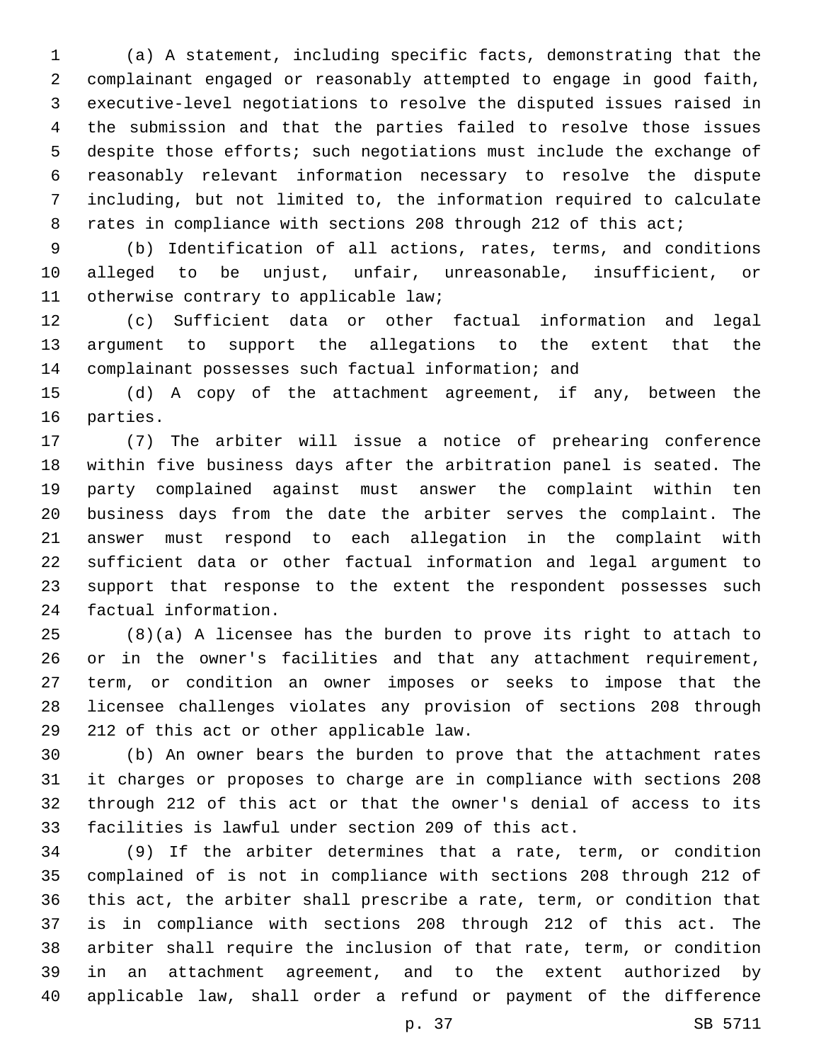(a) A statement, including specific facts, demonstrating that the complainant engaged or reasonably attempted to engage in good faith, executive-level negotiations to resolve the disputed issues raised in the submission and that the parties failed to resolve those issues despite those efforts; such negotiations must include the exchange of reasonably relevant information necessary to resolve the dispute including, but not limited to, the information required to calculate rates in compliance with sections 208 through 212 of this act;

(b) Identification of all actions, rates, terms, and conditions alleged to be unjust, unfair, unreasonable, insufficient, or otherwise contrary to applicable law;

(c) Sufficient data or other factual information and legal argument to support the allegations to the extent that the complainant possesses such factual information; and

(d) A copy of the attachment agreement, if any, between the parties.

(7) The arbiter will issue a notice of prehearing conference within five business days after the arbitration panel is seated. The party complained against must answer the complaint within ten business days from the date the arbiter serves the complaint. The answer must respond to each allegation in the complaint with sufficient data or other factual information and legal argument to support that response to the extent the respondent possesses such factual information.

(8)(a) A licensee has the burden to prove its right to attach to or in the owner's facilities and that any attachment requirement, term, or condition an owner imposes or seeks to impose that the licensee challenges violates any provision of sections 208 through 212 of this act or other applicable law.

(b) An owner bears the burden to prove that the attachment rates it charges or proposes to charge are in compliance with sections 208 through 212 of this act or that the owner's denial of access to its facilities is lawful under section 209 of this act.

(9) If the arbiter determines that a rate, term, or condition complained of is not in compliance with sections 208 through 212 of this act, the arbiter shall prescribe a rate, term, or condition that is in compliance with sections 208 through 212 of this act. The arbiter shall require the inclusion of that rate, term, or condition in an attachment agreement, and to the extent authorized by applicable law, shall order a refund or payment of the difference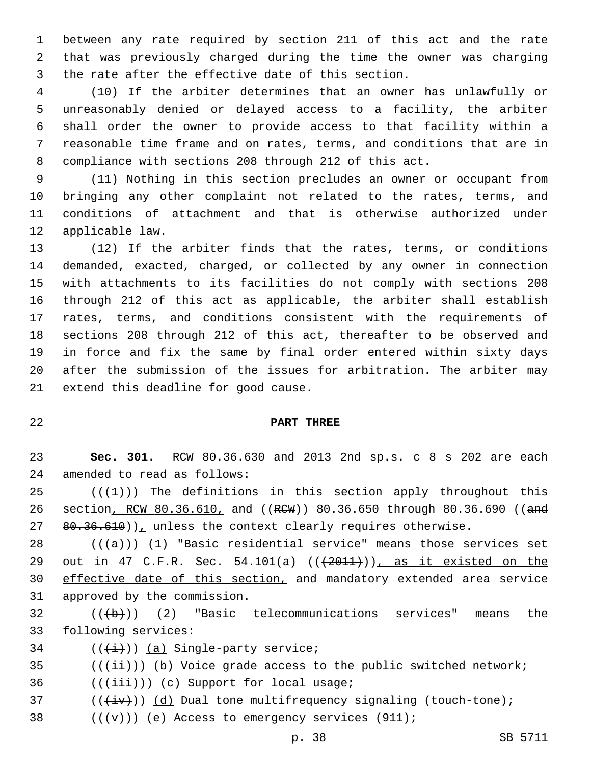between any rate required by section 211 of this act and the rate that was previously charged during the time the owner was charging the rate after the effective date of this section.

(10) If the arbiter determines that an owner has unlawfully or unreasonably denied or delayed access to a facility, the arbiter shall order the owner to provide access to that facility within a reasonable time frame and on rates, terms, and conditions that are in compliance with sections 208 through 212 of this act.

(11) Nothing in this section precludes an owner or occupant from bringing any other complaint not related to the rates, terms, and conditions of attachment and that is otherwise authorized under applicable law.

(12) If the arbiter finds that the rates, terms, or conditions demanded, exacted, charged, or collected by any owner in connection with attachments to its facilities do not comply with sections 208 through 212 of this act as applicable, the arbiter shall establish rates, terms, and conditions consistent with the requirements of sections 208 through 212 of this act, thereafter to be observed and in force and fix the same by final order entered within sixty days after the submission of the issues for arbitration. The arbiter may extend this deadline for good cause.

## PART THREE

**Sec. 301.** RCW 80.36.630 and 2013 2nd sp.s. c 8 s 202 are each amended to read as follows:

((~~(1)~~)) The definitions in this section apply throughout this section, RCW 80.36.610, and ((~~RCW~~)) 80.36.650 through 80.36.690 ((~~and 80.36.610~~)), unless the context clearly requires otherwise.

((~~(a)~~)) (1) "Basic residential service" means those services set out in 47 C.F.R. Sec. 54.101(a) ((~~(2011)~~)), as it existed on the effective date of this section, and mandatory extended area service approved by the commission.

((~~(b)~~)) (2) "Basic telecommunications services" means the following services:

((~~(i)~~)) (a) Single-party service;

((~~(ii)~~)) (b) Voice grade access to the public switched network;

((~~(iii)~~)) (c) Support for local usage;

((~~(iv)~~)) (d) Dual tone multifrequency signaling (touch-tone);

((~~(v)~~)) (e) Access to emergency services (911);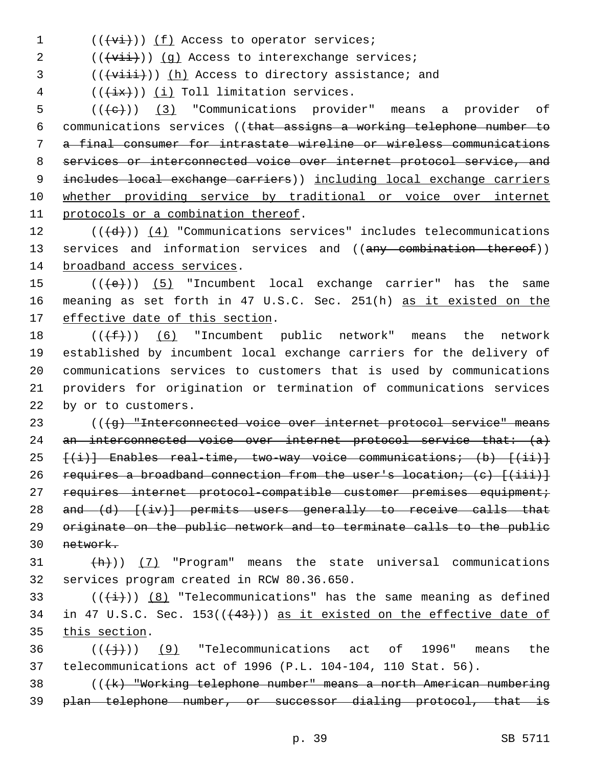((~~(vi)~~)) (f) Access to operator services;

((~~(vii)~~)) (g) Access to interexchange services;

((~~(viii)~~)) (h) Access to directory assistance; and

((~~(ix)~~)) (i) Toll limitation services.

((~~(c)~~)) (3) "Communications provider" means a provider of communications services ((~~that assigns a working telephone number to a final consumer for intrastate wireline or wireless communications services or interconnected voice over internet protocol service, and includes local exchange carriers~~)) including local exchange carriers whether providing service by traditional or voice over internet protocols or a combination thereof.

((~~(d)~~)) (4) "Communications services" includes telecommunications services and information services and ((~~any combination thereof~~)) broadband access services.

((~~(e)~~)) (5) "Incumbent local exchange carrier" has the same meaning as set forth in 47 U.S.C. Sec. 251(h) as it existed on the effective date of this section.

((~~(f)~~)) (6) "Incumbent public network" means the network established by incumbent local exchange carriers for the delivery of communications services to customers that is used by communications providers for origination or termination of communications services by or to customers.

((~~(g) "Interconnected voice over internet protocol service" means an interconnected voice over internet protocol service that: (a) [(i)] Enables real-time, two-way voice communications; (b) [(ii)] requires a broadband connection from the user's location; (c) [(iii)] requires internet protocol-compatible customer premises equipment; and (d) [(iv)] permits users generally to receive calls that originate on the public network and to terminate calls to the public network.~~

~~(h)~~)) (7) "Program" means the state universal communications services program created in RCW 80.36.650.

((~~(i)~~)) (8) "Telecommunications" has the same meaning as defined in 47 U.S.C. Sec. 153((~~(43)~~)) as it existed on the effective date of this section.

((~~(j)~~)) (9) "Telecommunications act of 1996" means the telecommunications act of 1996 (P.L. 104-104, 110 Stat. 56).

((~~(k) "Working telephone number" means a north American numbering plan telephone number, or successor dialing protocol, that is~~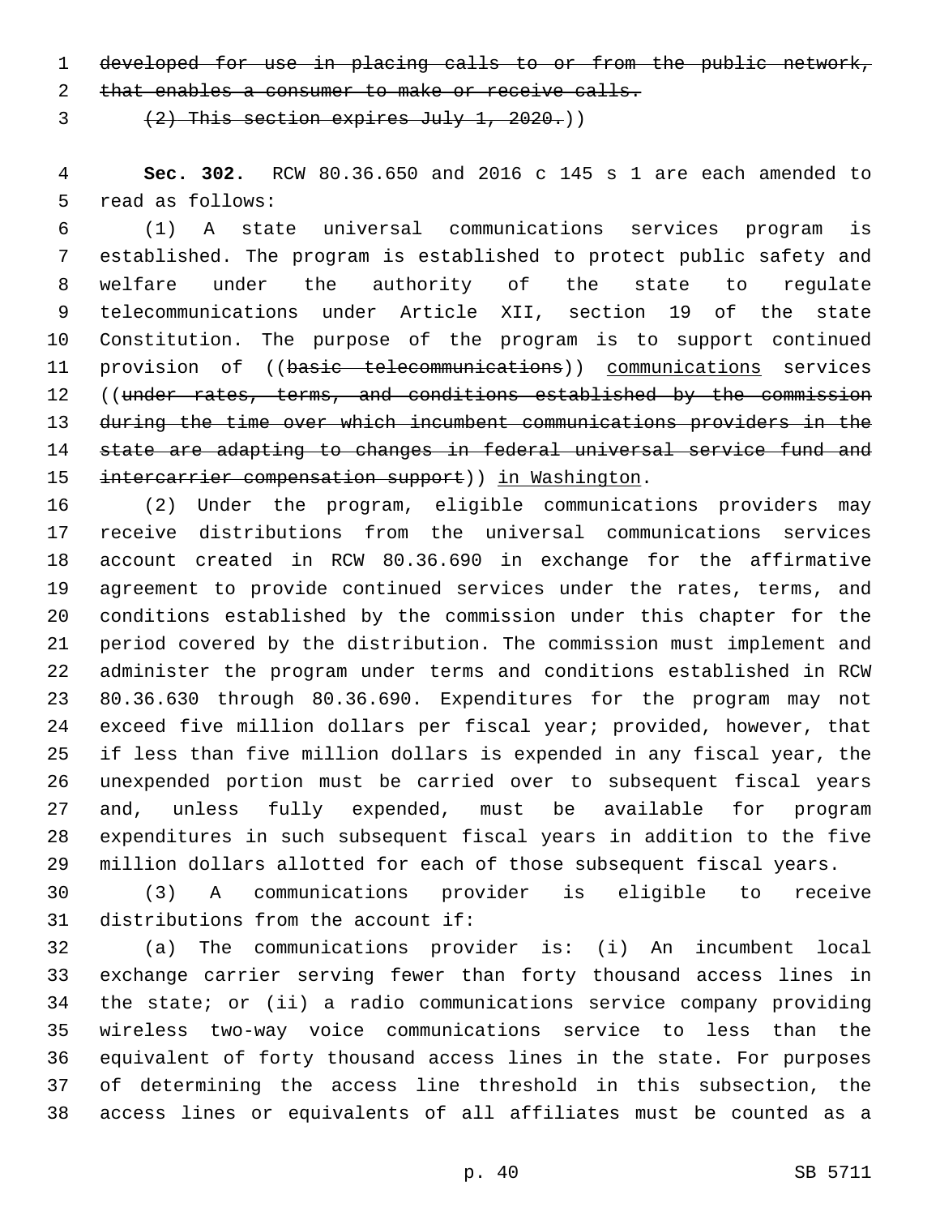~~developed for use in placing calls to or from the public network, that enables a consumer to make or receive calls.~~

~~(2) This section expires July 1, 2020.~~))

**Sec. 302.** RCW 80.36.650 and 2016 c 145 s 1 are each amended to read as follows:

(1) A state universal communications services program is established. The program is established to protect public safety and welfare under the authority of the state to regulate telecommunications under Article XII, section 19 of the state Constitution. The purpose of the program is to support continued provision of ((~~basic telecommunications~~)) <u>communications</u> services ((~~under rates, terms, and conditions established by the commission during the time over which incumbent communications providers in the state are adapting to changes in federal universal service fund and intercarrier compensation support~~)) <u>in Washington</u>.

(2) Under the program, eligible communications providers may receive distributions from the universal communications services account created in RCW 80.36.690 in exchange for the affirmative agreement to provide continued services under the rates, terms, and conditions established by the commission under this chapter for the period covered by the distribution. The commission must implement and administer the program under terms and conditions established in RCW 80.36.630 through 80.36.690. Expenditures for the program may not exceed five million dollars per fiscal year; provided, however, that if less than five million dollars is expended in any fiscal year, the unexpended portion must be carried over to subsequent fiscal years and, unless fully expended, must be available for program expenditures in such subsequent fiscal years in addition to the five million dollars allotted for each of those subsequent fiscal years.

(3) A communications provider is eligible to receive distributions from the account if:

(a) The communications provider is: (i) An incumbent local exchange carrier serving fewer than forty thousand access lines in the state; or (ii) a radio communications service company providing wireless two-way voice communications service to less than the equivalent of forty thousand access lines in the state. For purposes of determining the access line threshold in this subsection, the access lines or equivalents of all affiliates must be counted as a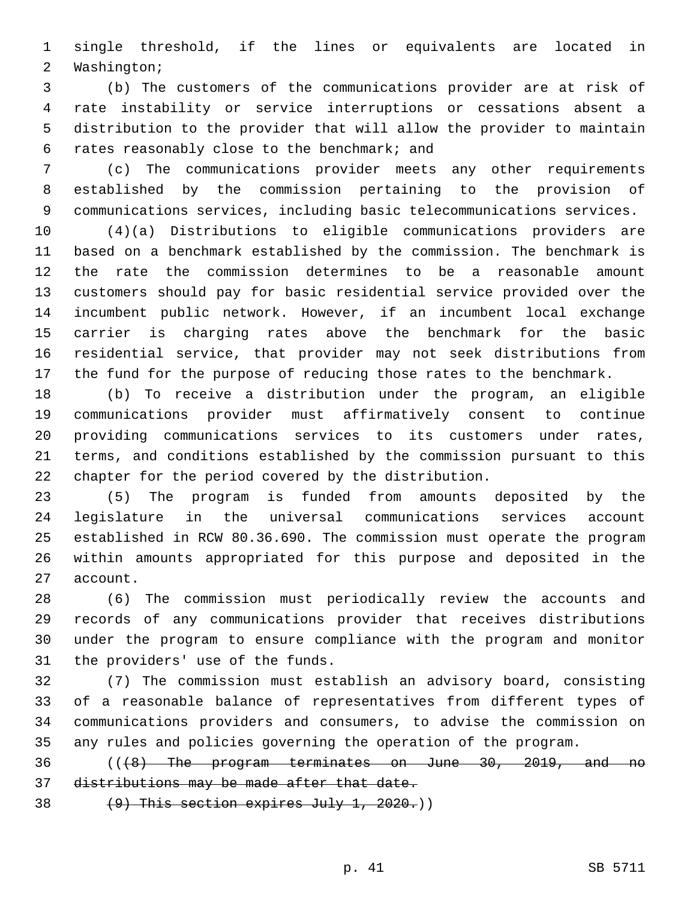single threshold, if the lines or equivalents are located in Washington;

(b) The customers of the communications provider are at risk of rate instability or service interruptions or cessations absent a distribution to the provider that will allow the provider to maintain rates reasonably close to the benchmark; and

(c) The communications provider meets any other requirements established by the commission pertaining to the provision of communications services, including basic telecommunications services.

(4)(a) Distributions to eligible communications providers are based on a benchmark established by the commission. The benchmark is the rate the commission determines to be a reasonable amount customers should pay for basic residential service provided over the incumbent public network. However, if an incumbent local exchange carrier is charging rates above the benchmark for the basic residential service, that provider may not seek distributions from the fund for the purpose of reducing those rates to the benchmark.

(b) To receive a distribution under the program, an eligible communications provider must affirmatively consent to continue providing communications services to its customers under rates, terms, and conditions established by the commission pursuant to this chapter for the period covered by the distribution.

(5) The program is funded from amounts deposited by the legislature in the universal communications services account established in RCW 80.36.690. The commission must operate the program within amounts appropriated for this purpose and deposited in the account.

(6) The commission must periodically review the accounts and records of any communications provider that receives distributions under the program to ensure compliance with the program and monitor the providers' use of the funds.

(7) The commission must establish an advisory board, consisting of a reasonable balance of representatives from different types of communications providers and consumers, to advise the commission on any rules and policies governing the operation of the program.

((~~(8) The program terminates on June 30, 2019, and no distributions may be made after that date.~~

~~(9) This section expires July 1, 2020.~~))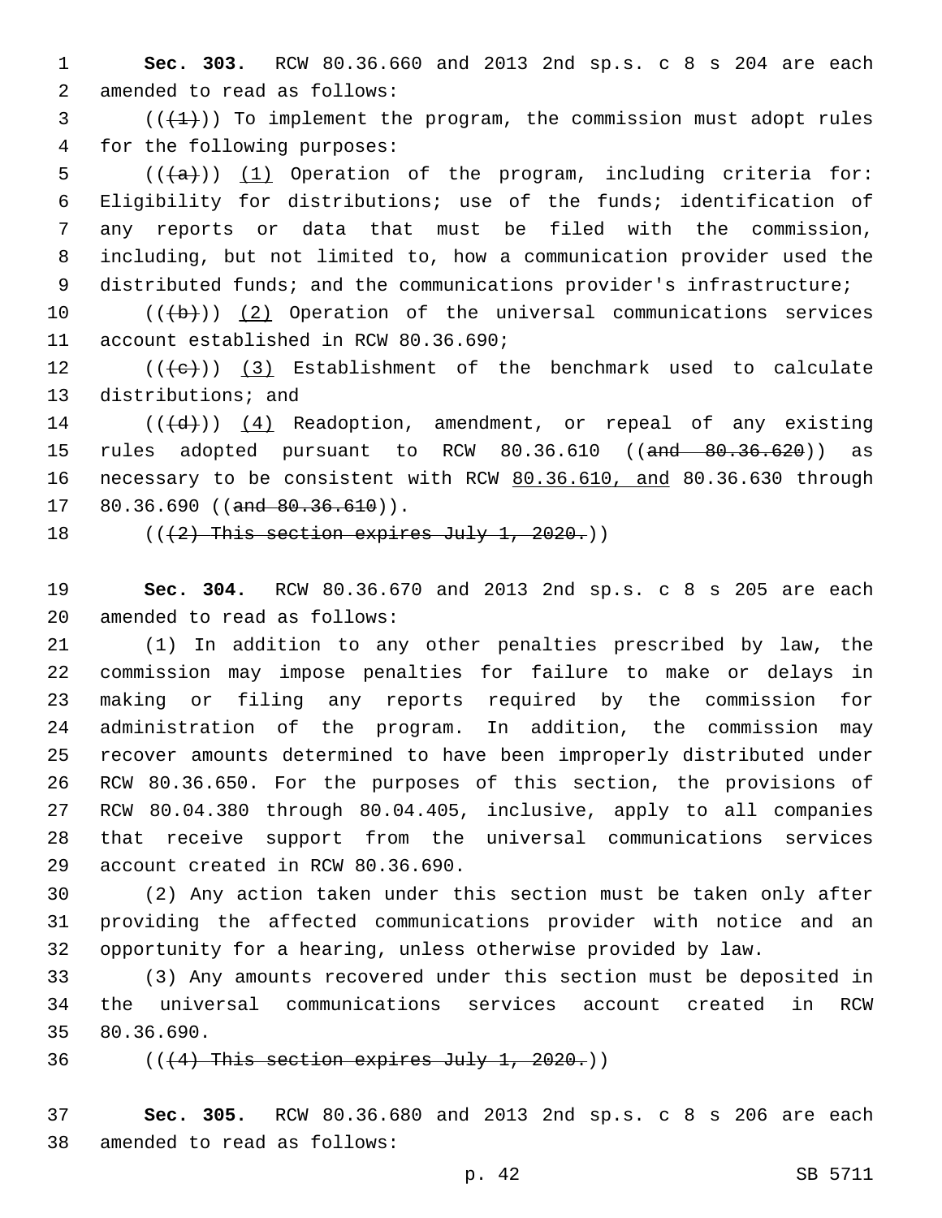**Sec. 303.** RCW 80.36.660 and 2013 2nd sp.s. c 8 s 204 are each amended to read as follows:

(((~~(1)~~)) To implement the program, the commission must adopt rules for the following purposes:

(((~~(a)~~)) <u>(1)</u> Operation of the program, including criteria for: Eligibility for distributions; use of the funds; identification of any reports or data that must be filed with the commission, including, but not limited to, how a communication provider used the distributed funds; and the communications provider's infrastructure;

(((~~(b)~~)) <u>(2)</u> Operation of the universal communications services account established in RCW 80.36.690;

(((~~(c)~~)) <u>(3)</u> Establishment of the benchmark used to calculate distributions; and

(((~~(d)~~)) <u>(4)</u> Readoption, amendment, or repeal of any existing rules adopted pursuant to RCW 80.36.610 ((~~and 80.36.620~~)) as necessary to be consistent with RCW <u>80.36.610, and</u> 80.36.630 through 80.36.690 ((~~and 80.36.610~~)).

((~~(2) This section expires July 1, 2020.~~))

**Sec. 304.** RCW 80.36.670 and 2013 2nd sp.s. c 8 s 205 are each amended to read as follows:

(1) In addition to any other penalties prescribed by law, the commission may impose penalties for failure to make or delays in making or filing any reports required by the commission for administration of the program. In addition, the commission may recover amounts determined to have been improperly distributed under RCW 80.36.650. For the purposes of this section, the provisions of RCW 80.04.380 through 80.04.405, inclusive, apply to all companies that receive support from the universal communications services account created in RCW 80.36.690.

(2) Any action taken under this section must be taken only after providing the affected communications provider with notice and an opportunity for a hearing, unless otherwise provided by law.

(3) Any amounts recovered under this section must be deposited in the universal communications services account created in RCW 80.36.690.

((~~(4) This section expires July 1, 2020.~~))

**Sec. 305.** RCW 80.36.680 and 2013 2nd sp.s. c 8 s 206 are each amended to read as follows: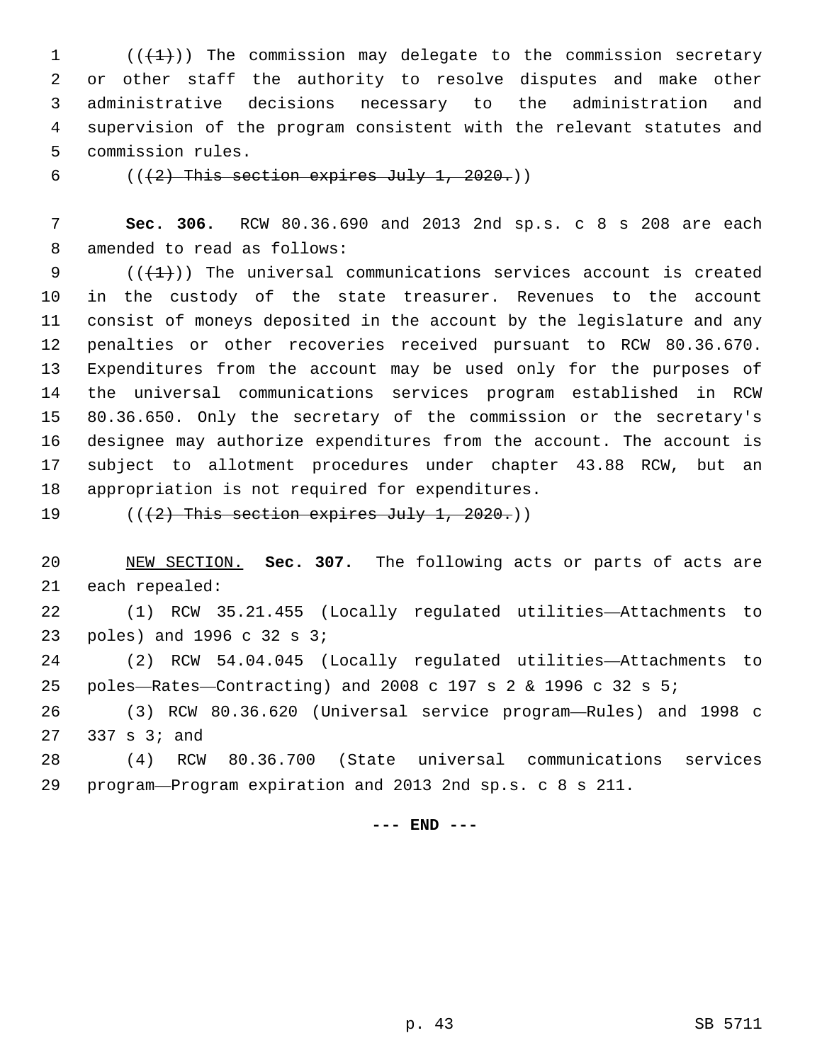(((1))) The commission may delegate to the commission secretary or other staff the authority to resolve disputes and make other administrative decisions necessary to the administration and supervision of the program consistent with the relevant statutes and commission rules.

(((2) This section expires July 1, 2020.))

**Sec. 306.** RCW 80.36.690 and 2013 2nd sp.s. c 8 s 208 are each amended to read as follows:

(((1))) The universal communications services account is created in the custody of the state treasurer. Revenues to the account consist of moneys deposited in the account by the legislature and any penalties or other recoveries received pursuant to RCW 80.36.670. Expenditures from the account may be used only for the purposes of the universal communications services program established in RCW 80.36.650. Only the secretary of the commission or the secretary's designee may authorize expenditures from the account. The account is subject to allotment procedures under chapter 43.88 RCW, but an appropriation is not required for expenditures.

(((2) This section expires July 1, 2020.))

NEW SECTION. **Sec. 307.** The following acts or parts of acts are each repealed:

(1) RCW 35.21.455 (Locally regulated utilities—Attachments to poles) and 1996 c 32 s 3;

(2) RCW 54.04.045 (Locally regulated utilities—Attachments to poles—Rates—Contracting) and 2008 c 197 s 2 & 1996 c 32 s 5;

(3) RCW 80.36.620 (Universal service program—Rules) and 1998 c 337 s 3; and

(4) RCW 80.36.700 (State universal communications services program—Program expiration and 2013 2nd sp.s. c 8 s 211.

**--- END ---**